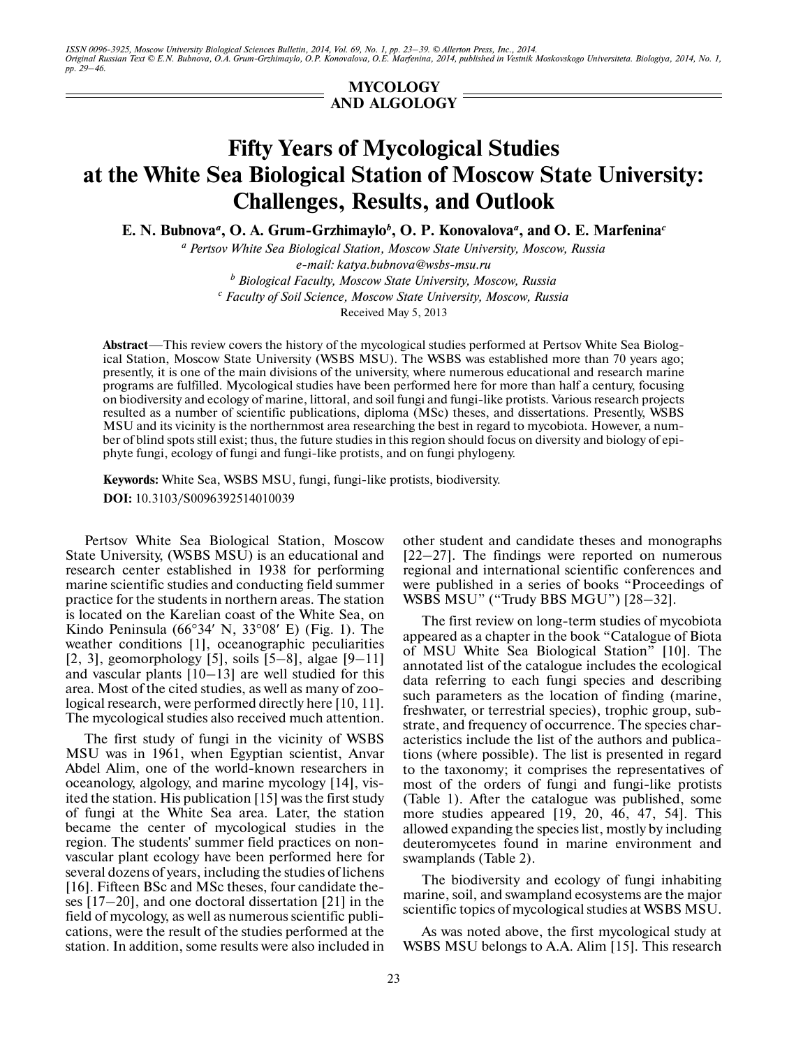MYCOLOGY AND ALGOLOGY

# Fifty Years of Mycological Studies at the White Sea Biological Station of Moscow State University: Challenges, Results, and Outlook

**E. N. Bubnova[a], O. A. Grum-Grzhimaylo[b], O. P. Konovalova[a], and O. E. Marfenina[c]**

[a] *Pertsov White Sea Biological Station, Moscow State University, Moscow, Russia*
*e-mail: katya.bubnova@wsbs-msu.ru*
[b] *Biological Faculty, Moscow State University, Moscow, Russia*
[c] *Faculty of Soil Science, Moscow State University, Moscow, Russia*

Received May 5, 2013

**Abstract**—This review covers the history of the mycological studies performed at Pertsov White Sea Biological Station, Moscow State University (WSBS MSU). The WSBS was established more than 70 years ago; presently, it is one of the main divisions of the university, where numerous educational and research marine programs are fulfilled. Mycological studies have been performed here for more than half a century, focusing on biodiversity and ecology of marine, littoral, and soil fungi and fungi-like protists. Various research projects resulted as a number of scientific publications, diploma (MSc) theses, and dissertations. Presently, WSBS MSU and its vicinity is the northernmost area researching the best in regard to mycobiota. However, a number of blind spots still exist; thus, the future studies in this region should focus on diversity and biology of epiphyte fungi, ecology of fungi and fungi-like protists, and on fungi phylogeny.

**Keywords:** White Sea, WSBS MSU, fungi, fungi-like protists, biodiversity.

**DOI:** 10.3103/S0096392514010039

Pertsov White Sea Biological Station, Moscow State University, (WSBS MSU) is an educational and research center established in 1938 for performing marine scientific studies and conducting field summer practice for the students in northern areas. The station is located on the Karelian coast of the White Sea, on Kindo Peninsula (66°34′ N, 33°08′ E) (Fig. 1). The weather conditions [1], oceanographic peculiarities [2, 3], geomorphology [5], soils [5–8], algae [9–11] and vascular plants [10–13] are well studied for this area. Most of the cited studies, as well as many of zoological research, were performed directly here [10, 11]. The mycological studies also received much attention.

The first study of fungi in the vicinity of WSBS MSU was in 1961, when Egyptian scientist, Anvar Abdel Alim, one of the world-known researchers in oceanology, algology, and marine mycology [14], visited the station. His publication [15] was the first study of fungi at the White Sea area. Later, the station became the center of mycological studies in the region. The students' summer field practices on nonvascular plant ecology have been performed here for several dozens of years, including the studies of lichens [16]. Fifteen BSc and MSc theses, four candidate theses [17–20], and one doctoral dissertation [21] in the field of mycology, as well as numerous scientific publications, were the result of the studies performed at the station. In addition, some results were also included in other student and candidate theses and monographs [22–27]. The findings were reported on numerous regional and international scientific conferences and were published in a series of books "Proceedings of WSBS MSU" ("Trudy BBS MGU") [28–32].

The first review on long-term studies of mycobiota appeared as a chapter in the book "Catalogue of Biota of MSU White Sea Biological Station" [10]. The annotated list of the catalogue includes the ecological data referring to each fungi species and describing such parameters as the location of finding (marine, freshwater, or terrestrial species), trophic group, substrate, and frequency of occurrence. The species characteristics include the list of the authors and publications (where possible). The list is presented in regard to the taxonomy; it comprises the representatives of most of the orders of fungi and fungi-like protists (Table 1). After the catalogue was published, some more studies appeared [19, 20, 46, 47, 54]. This allowed expanding the species list, mostly by including deuteromycetes found in marine environment and swamplands (Table 2).

The biodiversity and ecology of fungi inhabiting marine, soil, and swampland ecosystems are the major scientific topics of mycological studies at WSBS MSU.

As was noted above, the first mycological study at WSBS MSU belongs to A.A. Alim [15]. This research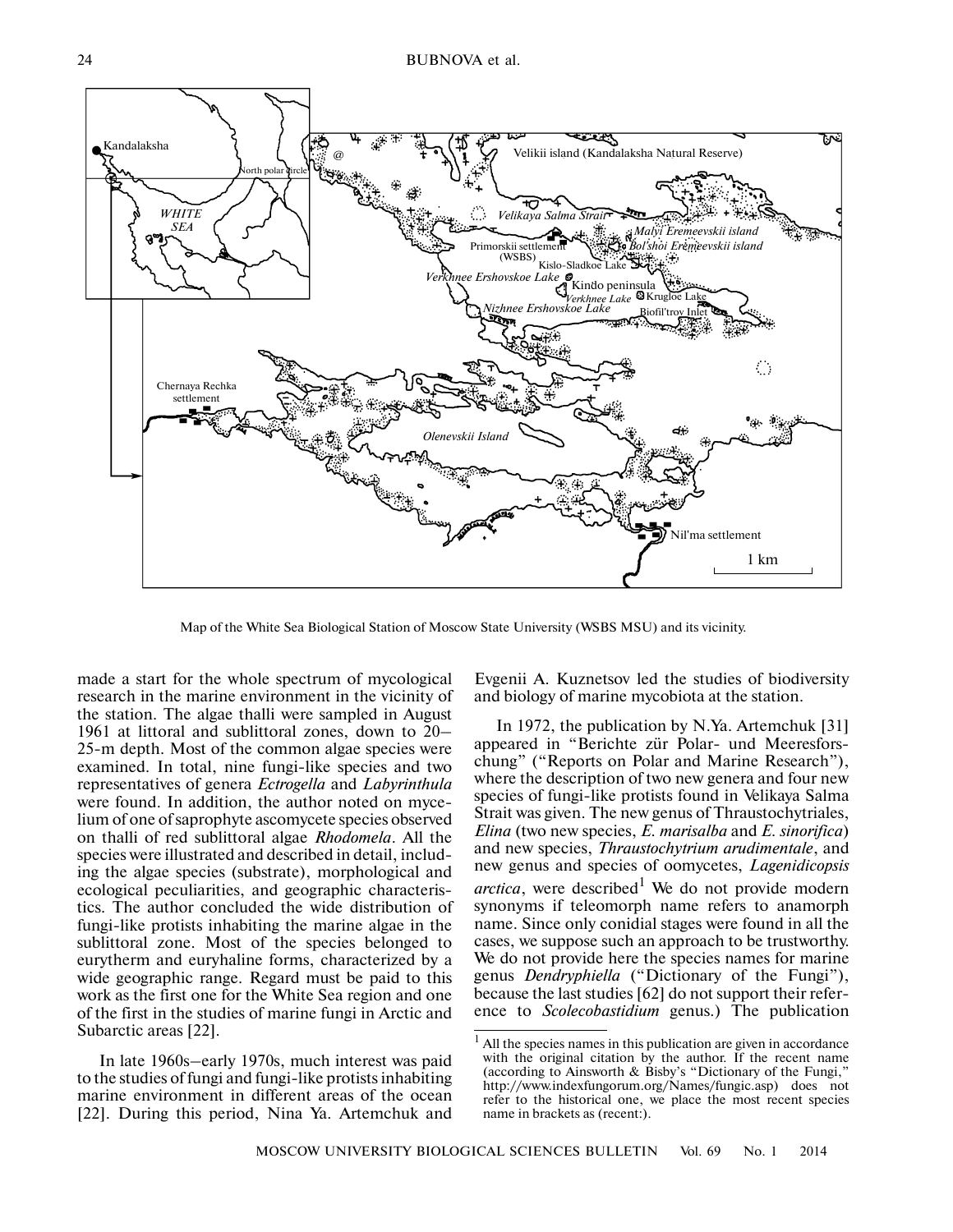Map of the White Sea Biological Station of Moscow State University (WSBS MSU) and its vicinity.

made a start for the whole spectrum of mycological research in the marine environment in the vicinity of the station. The algae thalli were sampled in August 1961 at littoral and sublittoral zones, down to 20–25-m depth. Most of the common algae species were examined. In total, nine fungi-like species and two representatives of genera *Ectrogella* and *Labyrinthula* were found. In addition, the author noted on mycelium of one of saprophyte ascomycete species observed on thalli of red sublittoral algae *Rhodomela*. All the species were illustrated and described in detail, including the algae species (substrate), morphological and ecological peculiarities, and geographic characteristics. The author concluded the wide distribution of fungi-like protists inhabiting the marine algae in the sublittoral zone. Most of the species belonged to eurytherm and euryhaline forms, characterized by a wide geographic range. Regard must be paid to this work as the first one for the White Sea region and one of the first in the studies of marine fungi in Arctic and Subarctic areas [22].

In late 1960s–early 1970s, much interest was paid to the studies of fungi and fungi-like protists inhabiting marine environment in different areas of the ocean [22]. During this period, Nina Ya. Artemchuk and Evgenii A. Kuznetsov led the studies of biodiversity and biology of marine mycobiota at the station.

In 1972, the publication by N.Ya. Artemchuk [31] appeared in "Berichte zür Polar- und Meeresforschung" ("Reports on Polar and Marine Research"), where the description of two new genera and four new species of fungi-like protists found in Velikaya Salma Strait was given. The new genus of Thraustochytriales, *Elina* (two new species, *E. marisalba* and *E. sinorifica*) and new species, *Thraustochytrium arudimentale*, and new genus and species of oomycetes, *Lagenidicopsis arctica*, were described[1] We do not provide modern synonyms if teleomorph name refers to anamorph name. Since only conidial stages were found in all the cases, we suppose such an approach to be trustworthy. We do not provide here the species names for marine genus *Dendryphiella* ("Dictionary of the Fungi"), because the last studies [62] do not support their reference to *Scolecobastidium* genus.) The publication

[1] All the species names in this publication are given in accordance with the original citation by the author. If the recent name (according to Ainsworth & Bisby's "Dictionary of the Fungi," http://www.indexfungorum.org/Names/fungic.asp) does not refer to the historical one, we place the most recent species name in brackets as (recent:).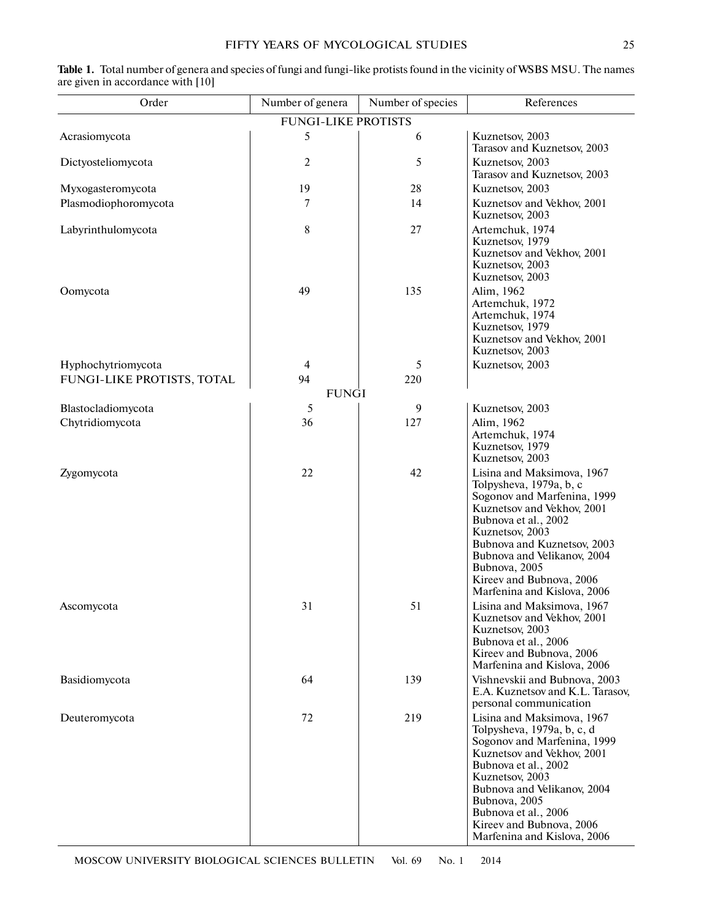**Table 1.** Total number of genera and species of fungi and fungi-like protists found in the vicinity of WSBS MSU. The names are given in accordance with [10]

| Order | Number of genera | Number of species | References |
|---|---|---|---|
| FUNGI-LIKE PROTISTS | | | |
| Acrasiomycota | 5 | 6 | Kuznetsov, 2003<br>Tarasov and Kuznetsov, 2003 |
| Dictyosteliomycota | 2 | 5 | Kuznetsov, 2003<br>Tarasov and Kuznetsov, 2003 |
| Myxogasteromycota | 19 | 28 | Kuznetsov, 2003 |
| Plasmodiophoromycota | 7 | 14 | Kuznetsov and Vekhov, 2001<br>Kuznetsov, 2003 |
| Labyrinthulomycota | 8 | 27 | Artemchuk, 1974<br>Kuznetsov, 1979<br>Kuznetsov and Vekhov, 2001<br>Kuznetsov, 2003<br>Kuznetsov, 2003 |
| Oomycota | 49 | 135 | Alim, 1962<br>Artemchuk, 1972<br>Artemchuk, 1974<br>Kuznetsov, 1979<br>Kuznetsov and Vekhov, 2001<br>Kuznetsov, 2003 |
| Hyphochytriomycota | 4 | 5 | Kuznetsov, 2003 |
| FUNGI-LIKE PROTISTS, TOTAL | 94 | 220 | |
| FUNGI | | | |
| Blastocladiomycota | 5 | 9 | Kuznetsov, 2003 |
| Chytridiomycota | 36 | 127 | Alim, 1962<br>Artemchuk, 1974<br>Kuznetsov, 1979<br>Kuznetsov, 2003 |
| Zygomycota | 22 | 42 | Lisina and Maksimova, 1967<br>Tolpysheva, 1979a, b, c<br>Sogonov and Marfenina, 1999<br>Kuznetsov and Vekhov, 2001<br>Bubnova et al., 2002<br>Kuznetsov, 2003<br>Bubnova and Kuznetsov, 2003<br>Bubnova and Velikanov, 2004<br>Bubnova, 2005<br>Kireev and Bubnova, 2006<br>Marfenina and Kislova, 2006 |
| Ascomycota | 31 | 51 | Lisina and Maksimova, 1967<br>Kuznetsov and Vekhov, 2001<br>Kuznetsov, 2003<br>Bubnova et al., 2006<br>Kireev and Bubnova, 2006<br>Marfenina and Kislova, 2006 |
| Basidiomycota | 64 | 139 | Vishnevskii and Bubnova, 2003<br>E.A. Kuznetsov and K.L. Tarasov, personal communication |
| Deuteromycota | 72 | 219 | Lisina and Maksimova, 1967<br>Tolpysheva, 1979a, b, c, d<br>Sogonov and Marfenina, 1999<br>Kuznetsov and Vekhov, 2001<br>Bubnova et al., 2002<br>Kuznetsov, 2003<br>Bubnova and Velikanov, 2004<br>Bubnova, 2005<br>Bubnova et al., 2006<br>Kireev and Bubnova, 2006<br>Marfenina and Kislova, 2006 |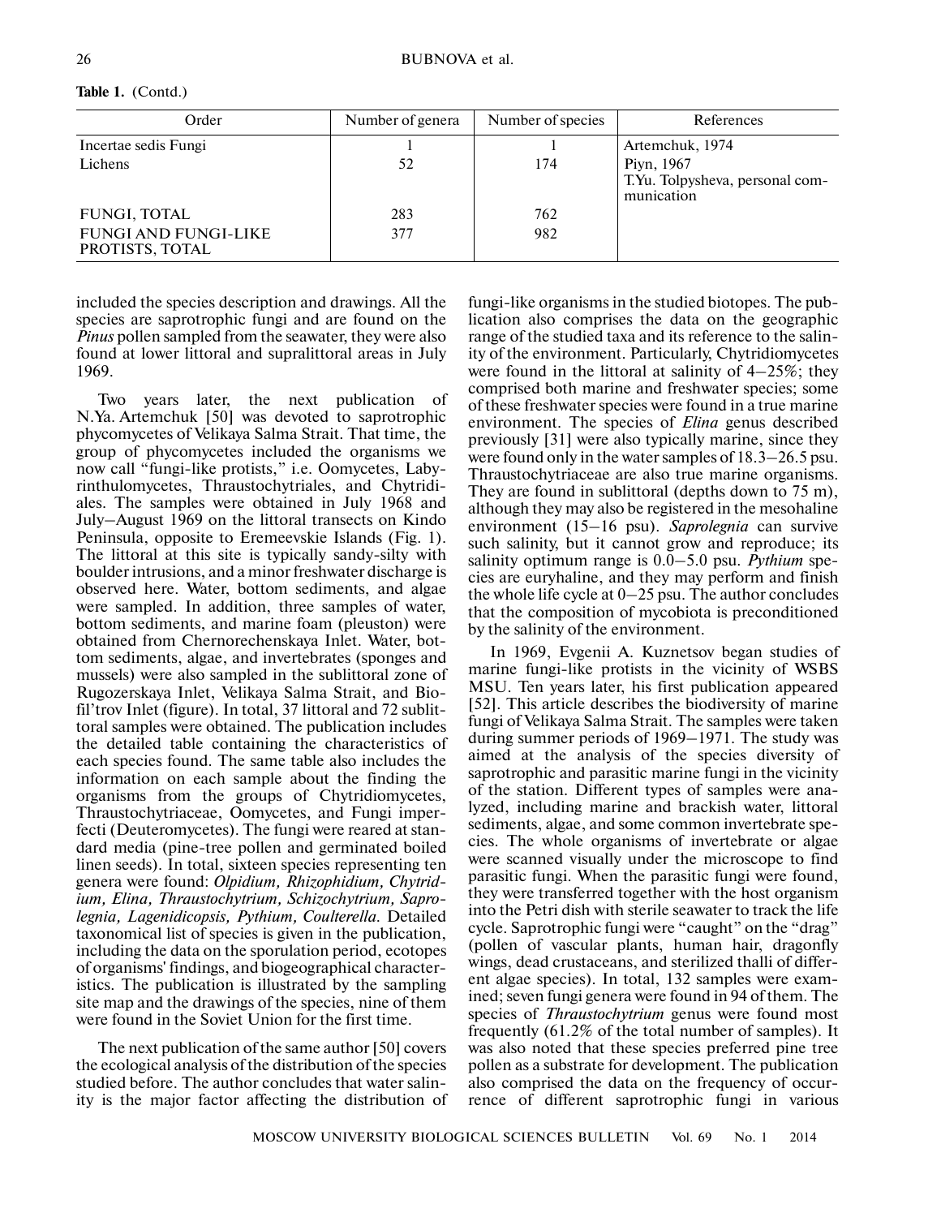**Table 1.** (Contd.)

| Order | Number of genera | Number of species | References |
|---|---|---|---|
| Incertae sedis Fungi | 1 | 1 | Artemchuk, 1974 |
| Lichens | 52 | 174 | Piyn, 1967<br>T.Yu. Tolpysheva, personal communication |
| FUNGI, TOTAL | 283 | 762 | |
| FUNGI AND FUNGI-LIKE PROTISTS, TOTAL | 377 | 982 | |

included the species description and drawings. All the species are saprotrophic fungi and are found on the *Pinus* pollen sampled from the seawater, they were also found at lower littoral and supralittoral areas in July 1969.

Two years later, the next publication of N.Ya. Artemchuk [50] was devoted to saprotrophic phycomycetes of Velikaya Salma Strait. That time, the group of phycomycetes included the organisms we now call "fungi-like protists," i.e. Oomycetes, Labyrinthulomycetes, Thraustochytriales, and Chytridiales. The samples were obtained in July 1968 and July–August 1969 on the littoral transects on Kindo Peninsula, opposite to Eremeevskie Islands (Fig. 1). The littoral at this site is typically sandy-silty with boulder intrusions, and a minor freshwater discharge is observed here. Water, bottom sediments, and algae were sampled. In addition, three samples of water, bottom sediments, and marine foam (pleuston) were obtained from Chernorechenskaya Inlet. Water, bottom sediments, algae, and invertebrates (sponges and mussels) were also sampled in the sublittoral zone of Rugozerskaya Inlet, Velikaya Salma Strait, and Biofil'trov Inlet (figure). In total, 37 littoral and 72 sublittoral samples were obtained. The publication includes the detailed table containing the characteristics of each species found. The same table also includes the information on each sample about the finding the organisms from the groups of Chytridiomycetes, Thraustochytriaceae, Oomycetes, and Fungi imperfecti (Deuteromycetes). The fungi were reared at standard media (pine-tree pollen and germinated boiled linen seeds). In total, sixteen species representing ten genera were found: *Olpidium, Rhizophidium, Chytridium, Elina, Thraustochytrium, Schizochytrium, Saprolegnia, Lagenidicopsis, Pythium, Coulterella.* Detailed taxonomical list of species is given in the publication, including the data on the sporulation period, ecotopes of organisms' findings, and biogeographical characteristics. The publication is illustrated by the sampling site map and the drawings of the species, nine of them were found in the Soviet Union for the first time.

The next publication of the same author [50] covers the ecological analysis of the distribution of the species studied before. The author concludes that water salinity is the major factor affecting the distribution of fungi-like organisms in the studied biotopes. The publication also comprises the data on the geographic range of the studied taxa and its reference to the salinity of the environment. Particularly, Chytridiomycetes were found in the littoral at salinity of 4–25%; they comprised both marine and freshwater species; some of these freshwater species were found in a true marine environment. The species of *Elina* genus described previously [31] were also typically marine, since they were found only in the water samples of 18.3–26.5 psu. Thraustochytriaceae are also true marine organisms. They are found in sublittoral (depths down to 75 m), although they may also be registered in the mesohaline environment (15–16 psu). *Saprolegnia* can survive such salinity, but it cannot grow and reproduce; its salinity optimum range is 0.0–5.0 psu. *Pythium* species are euryhaline, and they may perform and finish the whole life cycle at 0–25 psu. The author concludes that the composition of mycobiota is preconditioned by the salinity of the environment.

In 1969, Evgenii A. Kuznetsov began studies of marine fungi-like protists in the vicinity of WSBS MSU. Ten years later, his first publication appeared [52]. This article describes the biodiversity of marine fungi of Velikaya Salma Strait. The samples were taken during summer periods of 1969–1971. The study was aimed at the analysis of the species diversity of saprotrophic and parasitic marine fungi in the vicinity of the station. Different types of samples were analyzed, including marine and brackish water, littoral sediments, algae, and some common invertebrate species. The whole organisms of invertebrate or algae were scanned visually under the microscope to find parasitic fungi. When the parasitic fungi were found, they were transferred together with the host organism into the Petri dish with sterile seawater to track the life cycle. Saprotrophic fungi were "caught" on the "drag" (pollen of vascular plants, human hair, dragonfly wings, dead crustaceans, and sterilized thalli of different algae species). In total, 132 samples were examined; seven fungi genera were found in 94 of them. The species of *Thraustochytrium* genus were found most frequently (61.2% of the total number of samples). It was also noted that these species preferred pine tree pollen as a substrate for development. The publication also comprised the data on the frequency of occurrence of different saprotrophic fungi in various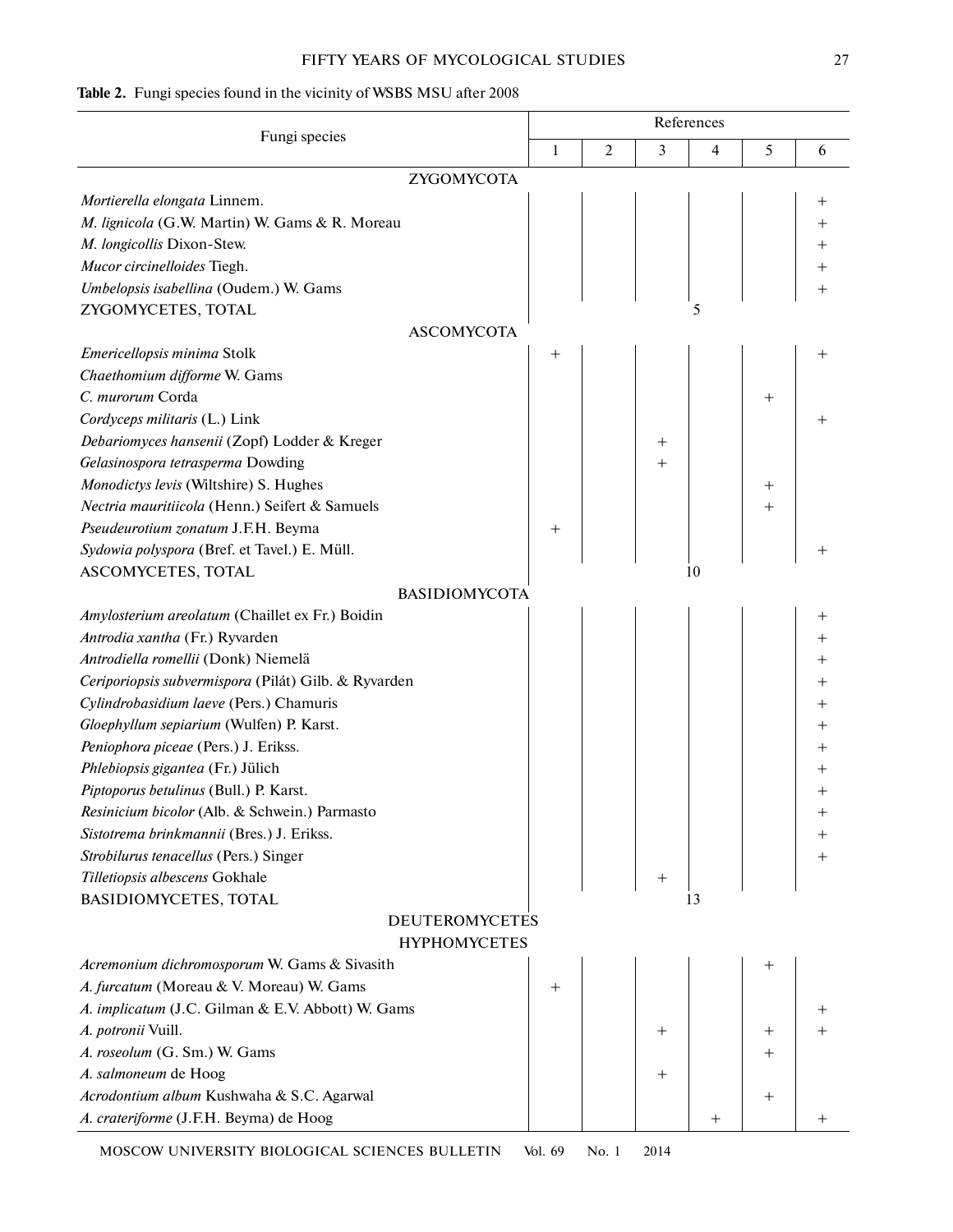**Table 2.** Fungi species found in the vicinity of WSBS MSU after 2008

| Fungi species | References | | | | | |
|---|---|---|---|---|---|---|
| | 1 | 2 | 3 | 4 | 5 | 6 |
| ZYGOMYCOTA | | | | | | |
| *Mortierella elongata* Linnem. | | | | | | + |
| *M. lignicola* (G.W. Martin) W. Gams & R. Moreau | | | | | | + |
| *M. longicollis* Dixon-Stew. | | | | | | + |
| *Mucor circinelloides* Tiegh. | | | | | | + |
| *Umbelopsis isabellina* (Oudem.) W. Gams | | | | | | + |
| ZYGOMYCETES, TOTAL | 5 | | | | | |
| ASCOMYCOTA | | | | | | |
| *Emericellopsis minima* Stolk | + | | | | | + |
| *Chaethomium difforme* W. Gams | | | | | | |
| *C. murorum* Corda | | | | | + | |
| *Cordyceps militaris* (L.) Link | | | | | | + |
| *Debariomyces hansenii* (Zopf) Lodder & Kreger | | | + | | | |
| *Gelasinospora tetrasperma* Dowding | | | + | | | |
| *Monodictys levis* (Wiltshire) S. Hughes | | | | | + | |
| *Nectria mauritiicola* (Henn.) Seifert & Samuels | | | | | + | |
| *Pseudeurotium zonatum* J.F.H. Beyma | + | | | | | |
| *Sydowia polyspora* (Bref. et Tavel.) E. Müll. | | | | | | + |
| ASCOMYCETES, TOTAL | 10 | | | | | |
| BASIDIOMYCOTA | | | | | | |
| *Amylosterium areolatum* (Chaillet ex Fr.) Boidin | | | | | | + |
| *Antrodia xantha* (Fr.) Ryvarden | | | | | | + |
| *Antrodiella romellii* (Donk) Niemelä | | | | | | + |
| *Ceriporiopsis subvermispora* (Pilát) Gilb. & Ryvarden | | | | | | + |
| *Cylindrobasidium laeve* (Pers.) Chamuris | | | | | | + |
| *Gloephyllum sepiarium* (Wulfen) P. Karst. | | | | | | + |
| *Peniophora piceae* (Pers.) J. Erikss. | | | | | | + |
| *Phlebiopsis gigantea* (Fr.) Jülich | | | | | | + |
| *Piptoporus betulinus* (Bull.) P. Karst. | | | | | | + |
| *Resinicium bicolor* (Alb. & Schwein.) Parmasto | | | | | | + |
| *Sistotrema brinkmannii* (Bres.) J. Erikss. | | | | | | + |
| *Strobilurus tenacellus* (Pers.) Singer | | | | | | + |
| *Tilletiopsis albescens* Gokhale | | | + | | | |
| BASIDIOMYCETES, TOTAL | 13 | | | | | |
| DEUTEROMYCETES | | | | | | |
| HYPHOMYCETES | | | | | | |
| *Acremonium dichromosporum* W. Gams & Sivasith | | | | | + | |
| *A. furcatum* (Moreau & V. Moreau) W. Gams | + | | | | | |
| *A. implicatum* (J.C. Gilman & E.V. Abbott) W. Gams | | | | | | + |
| *A. potronii* Vuill. | | | + | | + | + |
| *A. roseolum* (G. Sm.) W. Gams | | | | | + | |
| *A. salmoneum* de Hoog | | | + | | | |
| *Acrodontium album* Kushwaha & S.C. Agarwal | | | | | + | |
| *A. crateriforme* (J.F.H. Beyma) de Hoog | | | | + | | + |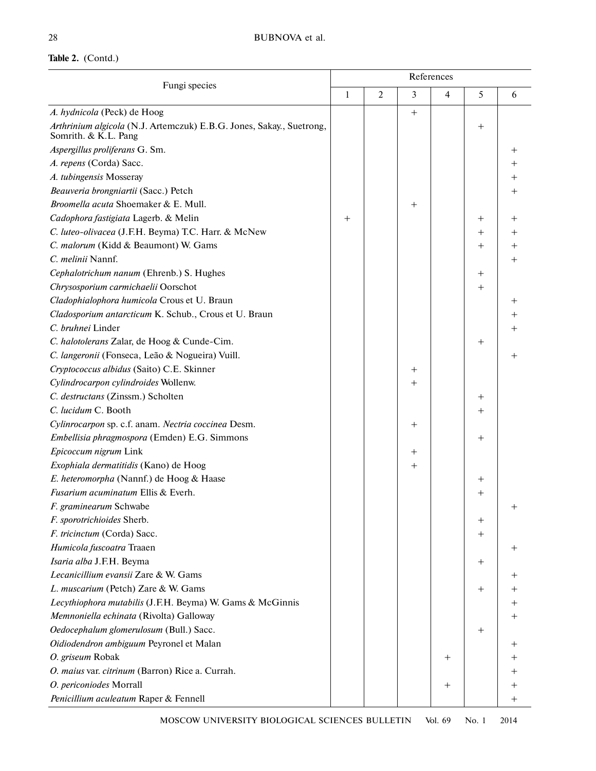**Table 2.** (Contd.)

| Fungi species | References | | | | | |
|---|---|---|---|---|---|---|
| | 1 | 2 | 3 | 4 | 5 | 6 |
| *A. hydnicola* (Peck) de Hoog | | | + | | | |
| *Arthrinium algicola* (N.J. Artemczuk) E.B.G. Jones, Sakay., Suetrong, Somrith. & K.L. Pang | | | | | + | |
| *Aspergillus proliferans* G. Sm. | | | | | | + |
| *A. repens* (Corda) Sacc. | | | | | | + |
| *A. tubingensis* Mosseray | | | | | | + |
| *Beauveria brongniartii* (Sacc.) Petch | | | | | | + |
| *Broomella acuta* Shoemaker & E. Mull. | | | + | | | |
| *Cadophora fastigiata* Lagerb. & Melin | + | | | | + | + |
| *C. luteo-olivacea* (J.F.H. Beyma) T.C. Harr. & McNew | | | | | + | + |
| *C. malorum* (Kidd & Beaumont) W. Gams | | | | | + | + |
| *C. melinii* Nannf. | | | | | | + |
| *Cephalotrichum nanum* (Ehrenb.) S. Hughes | | | | | + | |
| *Chrysosporium carmichaelii* Oorschot | | | | | + | |
| *Cladophialophora humicola* Crous et U. Braun | | | | | | + |
| *Cladosporium antarcticum* K. Schub., Crous et U. Braun | | | | | | + |
| *C. bruhnei* Linder | | | | | | + |
| *C. halotolerans* Zalar, de Hoog & Cunde-Cim. | | | | | + | |
| *C. langeronii* (Fonseca, Leão & Nogueira) Vuill. | | | | | | + |
| *Cryptococcus albidus* (Saito) C.E. Skinner | | | + | | | |
| *Cylindrocarpon cylindroides* Wollenw. | | | + | | | |
| *C. destructans* (Zinssm.) Scholten | | | | | + | |
| *C. lucidum* C. Booth | | | | | + | |
| *Cylinrocarpon* sp. c.f. anam. *Nectria coccinea* Desm. | | | + | | | |
| *Embellisia phragmospora* (Emden) E.G. Simmons | | | | | + | |
| *Epicoccum nigrum* Link | | | + | | | |
| *Exophiala dermatitidis* (Kano) de Hoog | | | + | | | |
| *E. heteromorpha* (Nannf.) de Hoog & Haase | | | | | + | |
| *Fusarium acuminatum* Ellis & Everh. | | | | | + | |
| *F. graminearum* Schwabe | | | | | | + |
| *F. sporotrichioides* Sherb. | | | | | + | |
| *F. tricinctum* (Corda) Sacc. | | | | | + | |
| *Humicola fuscoatra* Traaen | | | | | | + |
| *Isaria alba* J.F.H. Beyma | | | | | + | |
| *Lecanicillium evansii* Zare & W. Gams | | | | | | + |
| *L. muscarium* (Petch) Zare & W. Gams | | | | | + | + |
| *Lecythiophora mutabilis* (J.F.H. Beyma) W. Gams & McGinnis | | | | | | + |
| *Memnoniella echinata* (Rivolta) Galloway | | | | | | + |
| *Oedocephalum glomerulosum* (Bull.) Sacc. | | | | | + | |
| *Oidiodendron ambiguum* Peyronel et Malan | | | | | | + |
| *O. griseum* Robak | | | | + | | + |
| *O. maius* var. *citrinum* (Barron) Rice a. Currah. | | | | | | + |
| *O. periconiodes* Morrall | | | | + | | + |
| *Penicillium aculeatum* Raper & Fennell | | | | | | + |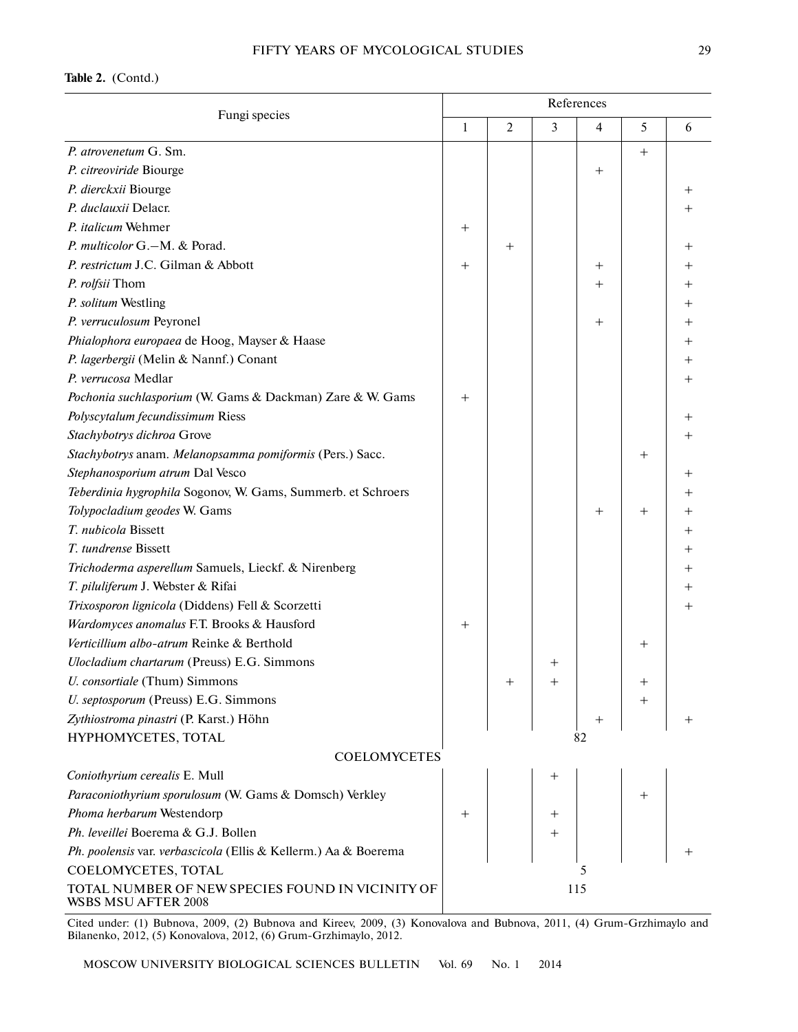**Table 2.** (Contd.)

| Fungi species | References | | | | | |
|---|---|---|---|---|---|---|
| | 1 | 2 | 3 | 4 | 5 | 6 |
| *P. atrovenetum* G. Sm. | | | | | + | |
| *P. citreoviride* Biourge | | | | + | | |
| *P. dierckxii* Biourge | | | | | | + |
| *P. duclauxii* Delacr. | | | | | | + |
| *P. italicum* Wehmer | + | | | | | |
| *P. multicolor* G.–M. & Porad. | | + | | | | + |
| *P. restrictum* J.C. Gilman & Abbott | + | | | + | | + |
| *P. rolfsii* Thom | | | | + | | + |
| *P. solitum* Westling | | | | | | + |
| *P. verruculosum* Peyronel | | | | + | | + |
| *Phialophora europaea* de Hoog, Mayser & Haase | | | | | | + |
| *P. lagerbergii* (Melin & Nannf.) Conant | | | | | | + |
| *P. verrucosa* Medlar | | | | | | + |
| *Pochonia suchlasporium* (W. Gams & Dackman) Zare & W. Gams | + | | | | | |
| *Polyscytalum fecundissimum* Riess | | | | | | + |
| *Stachybotrys dichroa* Grove | | | | | | + |
| *Stachybotrys* anam. *Melanopsamma pomiformis* (Pers.) Sacc. | | | | | + | |
| *Stephanosporium atrum* Dal Vesco | | | | | | + |
| *Teberdinia hygrophila* Sogonov, W. Gams, Summerb. et Schroers | | | | | | + |
| *Tolypocladium geodes* W. Gams | | | | + | + | + |
| *T. nubicola* Bissett | | | | | | + |
| *T. tundrense* Bissett | | | | | | + |
| *Trichoderma asperellum* Samuels, Lieckf. & Nirenberg | | | | | | + |
| *T. piluliferum* J. Webster & Rifai | | | | | | + |
| *Trixosporon lignicola* (Diddens) Fell & Scorzetti | | | | | | + |
| *Wardomyces anomalus* F.T. Brooks & Hausford | + | | | | | |
| *Verticillium albo-atrum* Reinke & Berthold | | | | | + | |
| *Ulocladium chartarum* (Preuss) E.G. Simmons | | | + | | | |
| *U. consortiale* (Thum) Simmons | | + | + | | + | |
| *U. septosporum* (Preuss) E.G. Simmons | | | | | + | |
| *Zythiostroma pinastri* (P. Karst.) Höhn | | | | + | | + |
| HYPHOMYCETES, TOTAL | 82 | | | | | |
| COELOMYCETES | | | | | | |
| *Coniothyrium cerealis* E. Mull | | | + | | | |
| *Paraconiothyrium sporulosum* (W. Gams & Domsch) Verkley | | | | | + | |
| *Phoma herbarum* Westendorp | + | | + | | | |
| *Ph. leveillei* Boerema & G.J. Bollen | | | + | | | |
| *Ph. poolensis* var. *verbascicola* (Ellis & Kellerm.) Aa & Boerema | | | | | | + |
| COELOMYCETES, TOTAL | 5 | | | | | |
| TOTAL NUMBER OF NEW SPECIES FOUND IN VICINITY OF WSBS MSU AFTER 2008 | 115 | | | | | |

Cited under: (1) Bubnova, 2009, (2) Bubnova and Kireev, 2009, (3) Konovalova and Bubnova, 2011, (4) Grum-Grzhimaylo and Bilanenko, 2012, (5) Konovalova, 2012, (6) Grum-Grzhimaylo, 2012.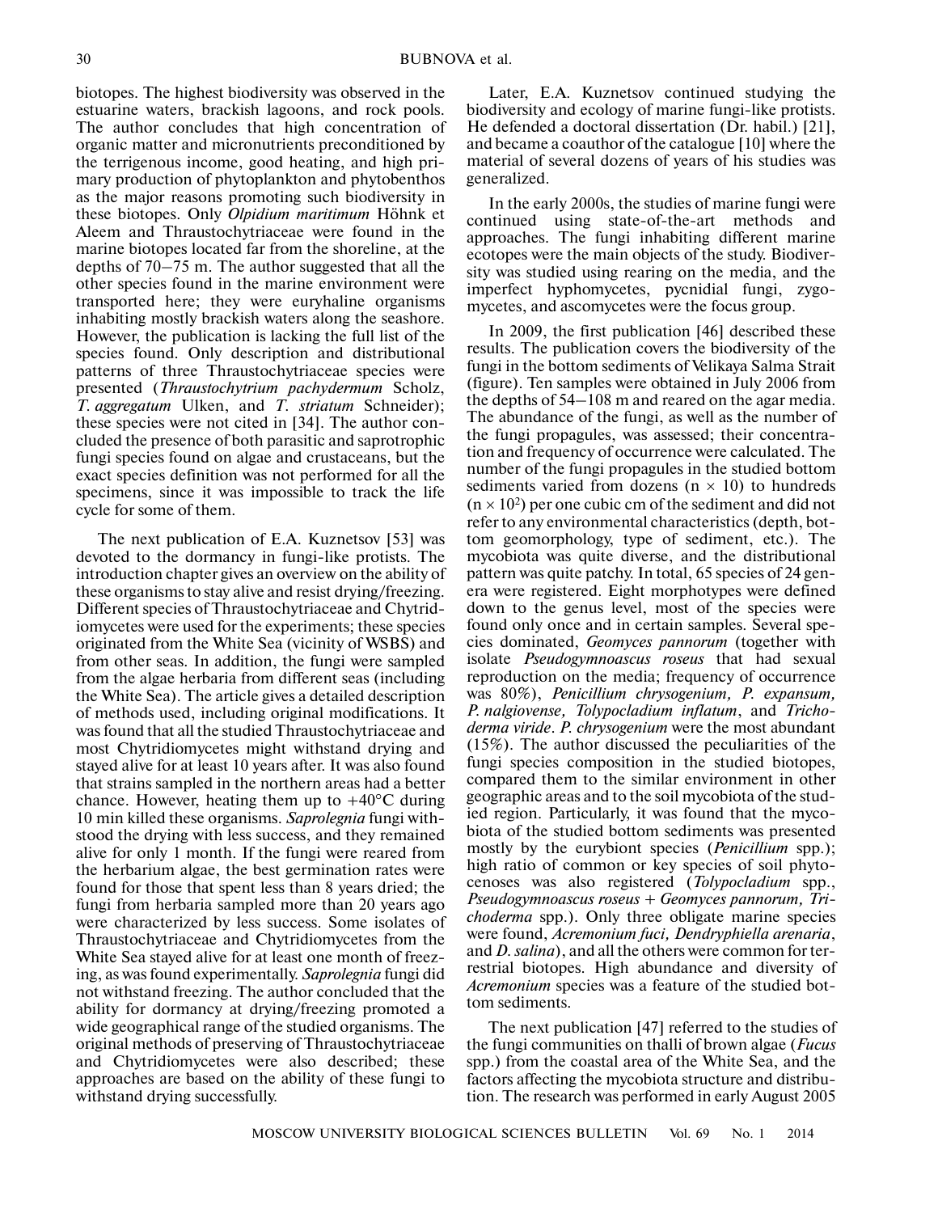biotopes. The highest biodiversity was observed in the estuarine waters, brackish lagoons, and rock pools. The author concludes that high concentration of organic matter and micronutrients preconditioned by the terrigenous income, good heating, and high primary production of phytoplankton and phytobenthos as the major reasons promoting such biodiversity in these biotopes. Only *Olpidium maritimum* Höhnk et Aleem and Thraustochytriaceae were found in the marine biotopes located far from the shoreline, at the depths of 70–75 m. The author suggested that all the other species found in the marine environment were transported here; they were euryhaline organisms inhabiting mostly brackish waters along the seashore. However, the publication is lacking the full list of the species found. Only description and distributional patterns of three Thraustochytriaceae species were presented (*Thraustochytrium pachydermum* Scholz, *T. aggregatum* Ulken, and *T. striatum* Schneider); these species were not cited in [34]. The author concluded the presence of both parasitic and saprotrophic fungi species found on algae and crustaceans, but the exact species definition was not performed for all the specimens, since it was impossible to track the life cycle for some of them.

The next publication of E.A. Kuznetsov [53] was devoted to the dormancy in fungi-like protists. The introduction chapter gives an overview on the ability of these organisms to stay alive and resist drying/freezing. Different species of Thraustochytriaceae and Chytridiomycetes were used for the experiments; these species originated from the White Sea (vicinity of WSBS) and from other seas. In addition, the fungi were sampled from the algae herbaria from different seas (including the White Sea). The article gives a detailed description of methods used, including original modifications. It was found that all the studied Thraustochytriaceae and most Chytridiomycetes might withstand drying and stayed alive for at least 10 years after. It was also found that strains sampled in the northern areas had a better chance. However, heating them up to +40°C during 10 min killed these organisms. *Saprolegnia* fungi withstood the drying with less success, and they remained alive for only 1 month. If the fungi were reared from the herbarium algae, the best germination rates were found for those that spent less than 8 years dried; the fungi from herbaria sampled more than 20 years ago were characterized by less success. Some isolates of Thraustochytriaceae and Chytridiomycetes from the White Sea stayed alive for at least one month of freezing, as was found experimentally. *Saprolegnia* fungi did not withstand freezing. The author concluded that the ability for dormancy at drying/freezing promoted a wide geographical range of the studied organisms. The original methods of preserving of Thraustochytriaceae and Chytridiomycetes were also described; these approaches are based on the ability of these fungi to withstand drying successfully.

Later, E.A. Kuznetsov continued studying the biodiversity and ecology of marine fungi-like protists. He defended a doctoral dissertation (Dr. habil.) [21], and became a coauthor of the catalogue [10] where the material of several dozens of years of his studies was generalized.

In the early 2000s, the studies of marine fungi were continued using state-of-the-art methods and approaches. The fungi inhabiting different marine ecotopes were the main objects of the study. Biodiversity was studied using rearing on the media, and the imperfect hyphomycetes, pycnidial fungi, zygomycetes, and ascomycetes were the focus group.

In 2009, the first publication [46] described these results. The publication covers the biodiversity of the fungi in the bottom sediments of Velikaya Salma Strait (figure). Ten samples were obtained in July 2006 from the depths of 54–108 m and reared on the agar media. The abundance of the fungi, as well as the number of the fungi propagules, was assessed; their concentration and frequency of occurrence were calculated. The number of the fungi propagules in the studied bottom sediments varied from dozens ($n \times 10$) to hundreds ($n \times 10^2$) per one cubic cm of the sediment and did not refer to any environmental characteristics (depth, bottom geomorphology, type of sediment, etc.). The mycobiota was quite diverse, and the distributional pattern was quite patchy. In total, 65 species of 24 genera were registered. Eight morphotypes were defined down to the genus level, most of the species were found only once and in certain samples. Several species dominated, *Geomyces pannorum* (together with isolate *Pseudogymnoascus roseus* that had sexual reproduction on the media; frequency of occurrence was 80%), *Penicillium chrysogenium, P. expansum, P. nalgiovense, Tolypocladium inflatum*, and *Trichoderma viride*. *P. chrysogenium* were the most abundant (15%). The author discussed the peculiarities of the fungi species composition in the studied biotopes, compared them to the similar environment in other geographic areas and to the soil mycobiota of the studied region. Particularly, it was found that the mycobiota of the studied bottom sediments was presented mostly by the eurybiont species (*Penicillium* spp.); high ratio of common or key species of soil phytocenoses was also registered (*Tolypocladium* spp., *Pseudogymnoascus roseus* + *Geomyces pannorum, Trichoderma* spp.). Only three obligate marine species were found, *Acremonium fuci, Dendryphiella arenaria*, and *D. salina*), and all the others were common for terrestrial biotopes. High abundance and diversity of *Acremonium* species was a feature of the studied bottom sediments.

The next publication [47] referred to the studies of the fungi communities on thalli of brown algae (*Fucus* spp.) from the coastal area of the White Sea, and the factors affecting the mycobiota structure and distribution. The research was performed in early August 2005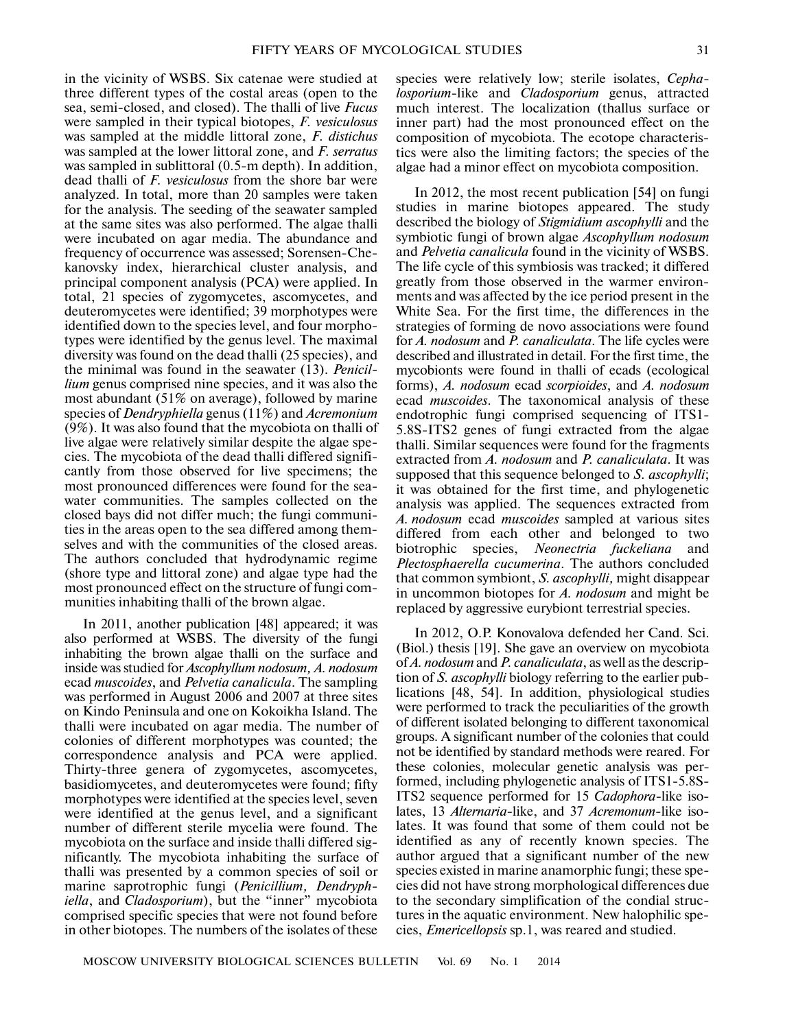in the vicinity of WSBS. Six catenae were studied at three different types of the costal areas (open to the sea, semi-closed, and closed). The thalli of live *Fucus* were sampled in their typical biotopes, *F. vesiculosus* was sampled at the middle littoral zone, *F. distichus* was sampled at the lower littoral zone, and *F. serratus* was sampled in sublittoral (0.5-m depth). In addition, dead thalli of *F. vesiculosus* from the shore bar were analyzed. In total, more than 20 samples were taken for the analysis. The seeding of the seawater sampled at the same sites was also performed. The algae thalli were incubated on agar media. The abundance and frequency of occurrence was assessed; Sorensen-Chekanovsky index, hierarchical cluster analysis, and principal component analysis (PCA) were applied. In total, 21 species of zygomycetes, ascomycetes, and deuteromycetes were identified; 39 morphotypes were identified down to the species level, and four morphotypes were identified by the genus level. The maximal diversity was found on the dead thalli (25 species), and the minimal was found in the seawater (13). *Penicillium* genus comprised nine species, and it was also the most abundant (51% on average), followed by marine species of *Dendryphiella* genus (11%) and *Acremonium* (9%). It was also found that the mycobiota on thalli of live algae were relatively similar despite the algae species. The mycobiota of the dead thalli differed significantly from those observed for live specimens; the most pronounced differences were found for the seawater communities. The samples collected on the closed bays did not differ much; the fungi communities in the areas open to the sea differed among themselves and with the communities of the closed areas. The authors concluded that hydrodynamic regime (shore type and littoral zone) and algae type had the most pronounced effect on the structure of fungi communities inhabiting thalli of the brown algae.

In 2011, another publication [48] appeared; it was also performed at WSBS. The diversity of the fungi inhabiting the brown algae thalli on the surface and inside was studied for *Ascophyllum nodosum, A. nodosum* ecad *muscoides*, and *Pelvetia canalicula*. The sampling was performed in August 2006 and 2007 at three sites on Kindo Peninsula and one on Kokoikha Island. The thalli were incubated on agar media. The number of colonies of different morphotypes was counted; the correspondence analysis and PCA were applied. Thirty-three genera of zygomycetes, ascomycetes, basidiomycetes, and deuteromycetes were found; fifty morphotypes were identified at the species level, seven were identified at the genus level, and a significant number of different sterile mycelia were found. The mycobiota on the surface and inside thalli differed significantly. The mycobiota inhabiting the surface of thalli was presented by a common species of soil or marine saprotrophic fungi (*Penicillium, Dendryphiella*, and *Cladosporium*), but the "inner" mycobiota comprised specific species that were not found before in other biotopes. The numbers of the isolates of these species were relatively low; sterile isolates, *Cephalosporium*-like and *Cladosporium* genus, attracted much interest. The localization (thallus surface or inner part) had the most pronounced effect on the composition of mycobiota. The ecotope characteristics were also the limiting factors; the species of the algae had a minor effect on mycobiota composition.

In 2012, the most recent publication [54] on fungi studies in marine biotopes appeared. The study described the biology of *Stigmidium ascophylli* and the symbiotic fungi of brown algae *Ascophyllum nodosum* and *Pelvetia canalicula* found in the vicinity of WSBS. The life cycle of this symbiosis was tracked; it differed greatly from those observed in the warmer environments and was affected by the ice period present in the White Sea. For the first time, the differences in the strategies of forming de novo associations were found for *A. nodosum* and *P. canaliculata*. The life cycles were described and illustrated in detail. For the first time, the mycobionts were found in thalli of ecads (ecological forms), *A. nodosum* ecad *scorpioides*, and *A. nodosum* ecad *muscoides*. The taxonomical analysis of these endotrophic fungi comprised sequencing of ITS1-5.8S-ITS2 genes of fungi extracted from the algae thalli. Similar sequences were found for the fragments extracted from *A. nodosum* and *P. canaliculata*. It was supposed that this sequence belonged to *S. ascophylli*; it was obtained for the first time, and phylogenetic analysis was applied. The sequences extracted from *A. nodosum* ecad *muscoides* sampled at various sites differed from each other and belonged to two biotrophic species, *Neonectria fuckeliana* and *Plectosphaerella cucumerina*. The authors concluded that common symbiont, *S. ascophylli,* might disappear in uncommon biotopes for *A. nodosum* and might be replaced by aggressive eurybiont terrestrial species.

In 2012, O.P. Konovalova defended her Cand. Sci. (Biol.) thesis [19]. She gave an overview on mycobiota of *A. nodosum* and *P. canaliculata*, as well as the description of *S. ascophylli* biology referring to the earlier publications [48, 54]. In addition, physiological studies were performed to track the peculiarities of the growth of different isolated belonging to different taxonomical groups. A significant number of the colonies that could not be identified by standard methods were reared. For these colonies, molecular genetic analysis was performed, including phylogenetic analysis of ITS1-5.8S-ITS2 sequence performed for 15 *Cadophora*-like isolates, 13 *Alternaria*-like, and 37 *Acremonum*-like isolates. It was found that some of them could not be identified as any of recently known species. The author argued that a significant number of the new species existed in marine anamorphic fungi; these species did not have strong morphological differences due to the secondary simplification of the condial structures in the aquatic environment. New halophilic species, *Emericellopsis* sp.1, was reared and studied.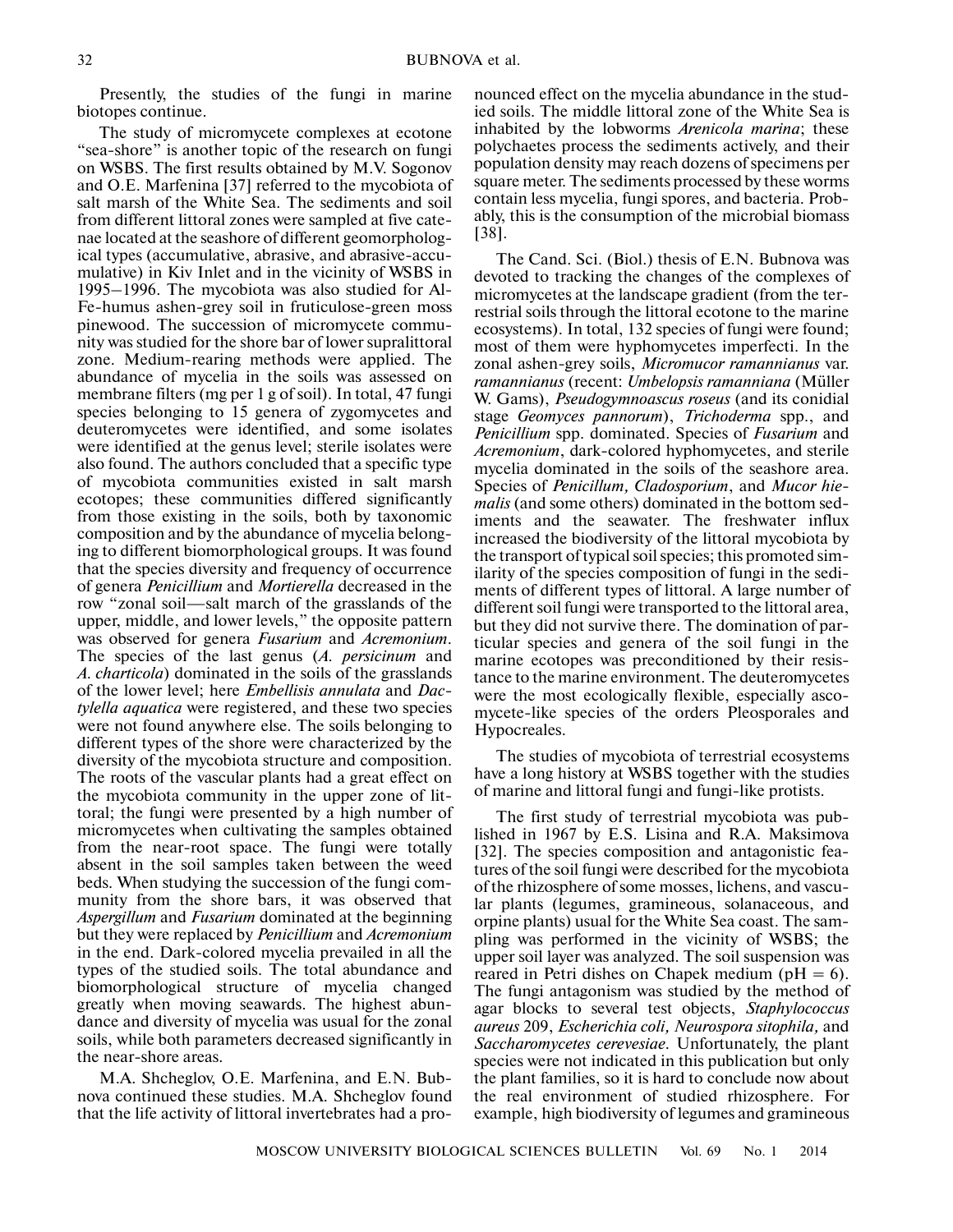Presently, the studies of the fungi in marine biotopes continue.

The study of micromycete complexes at ecotone "sea-shore" is another topic of the research on fungi on WSBS. The first results obtained by M.V. Sogonov and O.E. Marfenina [37] referred to the mycobiota of salt marsh of the White Sea. The sediments and soil from different littoral zones were sampled at five catenae located at the seashore of different geomorphological types (accumulative, abrasive, and abrasive-accumulative) in Kiv Inlet and in the vicinity of WSBS in 1995–1996. The mycobiota was also studied for Al-Fe-humus ashen-grey soil in fruticulose-green moss pinewood. The succession of micromycete community was studied for the shore bar of lower supralittoral zone. Medium-rearing methods were applied. The abundance of mycelia in the soils was assessed on membrane filters (mg per 1 g of soil). In total, 47 fungi species belonging to 15 genera of zygomycetes and deuteromycetes were identified, and some isolates were identified at the genus level; sterile isolates were also found. The authors concluded that a specific type of mycobiota communities existed in salt marsh ecotopes; these communities differed significantly from those existing in the soils, both by taxonomic composition and by the abundance of mycelia belonging to different biomorphological groups. It was found that the species diversity and frequency of occurrence of genera *Penicillium* and *Mortierella* decreased in the row "zonal soil—salt march of the grasslands of the upper, middle, and lower levels," the opposite pattern was observed for genera *Fusarium* and *Acremonium*. The species of the last genus (*A. persicinum* and *A. charticola*) dominated in the soils of the grasslands of the lower level; here *Embellisis annulata* and *Dactylella aquatica* were registered, and these two species were not found anywhere else. The soils belonging to different types of the shore were characterized by the diversity of the mycobiota structure and composition. The roots of the vascular plants had a great effect on the mycobiota community in the upper zone of littoral; the fungi were presented by a high number of micromycetes when cultivating the samples obtained from the near-root space. The fungi were totally absent in the soil samples taken between the weed beds. When studying the succession of the fungi community from the shore bars, it was observed that *Aspergillum* and *Fusarium* dominated at the beginning but they were replaced by *Penicillium* and *Acremonium* in the end. Dark-colored mycelia prevailed in all the types of the studied soils. The total abundance and biomorphological structure of mycelia changed greatly when moving seawards. The highest abundance and diversity of mycelia was usual for the zonal soils, while both parameters decreased significantly in the near-shore areas.

M.A. Shcheglov, O.E. Marfenina, and E.N. Bubnova continued these studies. M.A. Shcheglov found that the life activity of littoral invertebrates had a pronounced effect on the mycelia abundance in the studied soils. The middle littoral zone of the White Sea is inhabited by the lobworms *Arenicola marina*; these polychaetes process the sediments actively, and their population density may reach dozens of specimens per square meter. The sediments processed by these worms contain less mycelia, fungi spores, and bacteria. Probably, this is the consumption of the microbial biomass [38].

The Cand. Sci. (Biol.) thesis of E.N. Bubnova was devoted to tracking the changes of the complexes of micromycetes at the landscape gradient (from the terrestrial soils through the littoral ecotone to the marine ecosystems). In total, 132 species of fungi were found; most of them were hyphomycetes imperfecti. In the zonal ashen-grey soils, *Micromucor ramannianus* var. *ramannianus* (recent: *Umbelopsis ramanniana* (Müller W. Gams), *Pseudogymnoascus roseus* (and its conidial stage *Geomyces pannorum*), *Trichoderma* spp., and *Penicillium* spp. dominated. Species of *Fusarium* and *Acremonium*, dark-colored hyphomycetes, and sterile mycelia dominated in the soils of the seashore area. Species of *Penicillum, Cladosporium*, and *Mucor hiemalis* (and some others) dominated in the bottom sediments and the seawater. The freshwater influx increased the biodiversity of the littoral mycobiota by the transport of typical soil species; this promoted similarity of the species composition of fungi in the sediments of different types of littoral. A large number of different soil fungi were transported to the littoral area, but they did not survive there. The domination of particular species and genera of the soil fungi in the marine ecotopes was preconditioned by their resistance to the marine environment. The deuteromycetes were the most ecologically flexible, especially ascomycete-like species of the orders Pleosporales and Hypocreales.

The studies of mycobiota of terrestrial ecosystems have a long history at WSBS together with the studies of marine and littoral fungi and fungi-like protists.

The first study of terrestrial mycobiota was published in 1967 by E.S. Lisina and R.A. Maksimova [32]. The species composition and antagonistic features of the soil fungi were described for the mycobiota of the rhizosphere of some mosses, lichens, and vascular plants (legumes, gramineous, solanaceous, and orpine plants) usual for the White Sea coast. The sampling was performed in the vicinity of WSBS; the upper soil layer was analyzed. The soil suspension was reared in Petri dishes on Chapek medium (pH = 6). The fungi antagonism was studied by the method of agar blocks to several test objects, *Staphylococcus aureus* 209, *Escherichia coli, Neurospora sitophila,* and *Saccharomycetes cerevesiae*. Unfortunately, the plant species were not indicated in this publication but only the plant families, so it is hard to conclude now about the real environment of studied rhizosphere. For example, high biodiversity of legumes and gramineous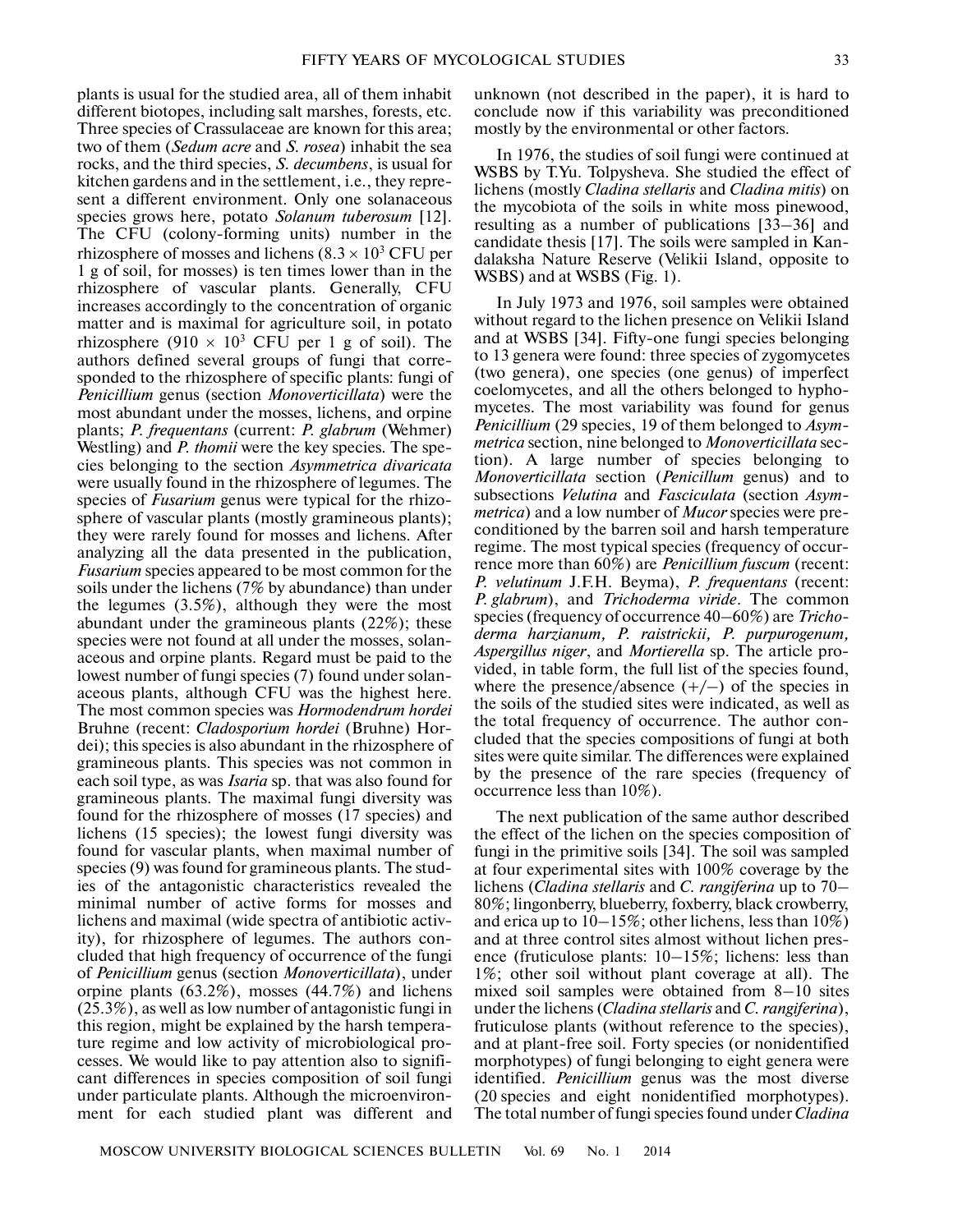plants is usual for the studied area, all of them inhabit different biotopes, including salt marshes, forests, etc. Three species of Crassulaceae are known for this area; two of them (*Sedum acre* and *S. rosea*) inhabit the sea rocks, and the third species, *S. decumbens*, is usual for kitchen gardens and in the settlement, i.e., they represent a different environment. Only one solanaceous species grows here, potato *Solanum tuberosum* [12]. The CFU (colony-forming units) number in the rhizosphere of mosses and lichens ($8.3 \times 10^3$ CFU per 1 g of soil, for mosses) is ten times lower than in the rhizosphere of vascular plants. Generally, CFU increases accordingly to the concentration of organic matter and is maximal for agriculture soil, in potato rhizosphere ($910 \times 10^3$ CFU per 1 g of soil). The authors defined several groups of fungi that corresponded to the rhizosphere of specific plants: fungi of *Penicillium* genus (section *Monoverticillata*) were the most abundant under the mosses, lichens, and orpine plants; *P. frequentans* (current: *P. glabrum* (Wehmer) Westling) and *P. thomii* were the key species. The species belonging to the section *Asymmetrica divaricata* were usually found in the rhizosphere of legumes. The species of *Fusarium* genus were typical for the rhizosphere of vascular plants (mostly gramineous plants); they were rarely found for mosses and lichens. After analyzing all the data presented in the publication, *Fusarium* species appeared to be most common for the soils under the lichens (7% by abundance) than under the legumes (3.5%), although they were the most abundant under the gramineous plants (22%); these species were not found at all under the mosses, solanaceous and orpine plants. Regard must be paid to the lowest number of fungi species (7) found under solanaceous plants, although CFU was the highest here. The most common species was *Hormodendrum hordei* Bruhne (recent: *Cladosporium hordei* (Bruhne) Hordei); this species is also abundant in the rhizosphere of gramineous plants. This species was not common in each soil type, as was *Isaria* sp. that was also found for gramineous plants. The maximal fungi diversity was found for the rhizosphere of mosses (17 species) and lichens (15 species); the lowest fungi diversity was found for vascular plants, when maximal number of species (9) was found for gramineous plants. The studies of the antagonistic characteristics revealed the minimal number of active forms for mosses and lichens and maximal (wide spectra of antibiotic activity), for rhizosphere of legumes. The authors concluded that high frequency of occurrence of the fungi of *Penicillium* genus (section *Monoverticillata*), under orpine plants (63.2%), mosses (44.7%) and lichens (25.3%), as well as low number of antagonistic fungi in this region, might be explained by the harsh temperature regime and low activity of microbiological processes. We would like to pay attention also to significant differences in species composition of soil fungi under particulate plants. Although the microenvironment for each studied plant was different and unknown (not described in the paper), it is hard to conclude now if this variability was preconditioned mostly by the environmental or other factors.

In 1976, the studies of soil fungi were continued at WSBS by T.Yu. Tolpysheva. She studied the effect of lichens (mostly *Cladina stellaris* and *Cladina mitis*) on the mycobiota of the soils in white moss pinewood, resulting as a number of publications [33–36] and candidate thesis [17]. The soils were sampled in Kandalaksha Nature Reserve (Velikii Island, opposite to WSBS) and at WSBS (Fig. 1).

In July 1973 and 1976, soil samples were obtained without regard to the lichen presence on Velikii Island and at WSBS [34]. Fifty-one fungi species belonging to 13 genera were found: three species of zygomycetes (two genera), one species (one genus) of imperfect coelomycetes, and all the others belonged to hyphomycetes. The most variability was found for genus *Penicillium* (29 species, 19 of them belonged to *Asymmetrica* section, nine belonged to *Monoverticillata* section). A large number of species belonging to *Monoverticillata* section (*Penicillum* genus) and to subsections *Velutina* and *Fasciculata* (section *Asymmetrica*) and a low number of *Mucor* species were preconditioned by the barren soil and harsh temperature regime. The most typical species (frequency of occurrence more than 60%) are *Penicillium fuscum* (recent: *P. velutinum* J.F.H. Beyma), *P. frequentans* (recent: *P. glabrum*), and *Trichoderma viride*. The common species (frequency of occurrence 40–60%) are *Trichoderma harzianum, P. raistrickii, P. purpurogenum, Aspergillus niger*, and *Mortierella* sp. The article provided, in table form, the full list of the species found, where the presence/absence (+/–) of the species in the soils of the studied sites were indicated, as well as the total frequency of occurrence. The author concluded that the species compositions of fungi at both sites were quite similar. The differences were explained by the presence of the rare species (frequency of occurrence less than 10%).

The next publication of the same author described the effect of the lichen on the species composition of fungi in the primitive soils [34]. The soil was sampled at four experimental sites with 100% coverage by the lichens (*Cladina stellaris* and *C. rangiferina* up to 70–80%; lingonberry, blueberry, foxberry, black crowberry, and erica up to 10–15%; other lichens, less than 10%) and at three control sites almost without lichen presence (fruticulose plants: 10–15%; lichens: less than 1%; other soil without plant coverage at all). The mixed soil samples were obtained from 8–10 sites under the lichens (*Cladina stellaris* and *C. rangiferina*), fruticulose plants (without reference to the species), and at plant-free soil. Forty species (or nonidentified morphotypes) of fungi belonging to eight genera were identified. *Penicillium* genus was the most diverse (20 species and eight nonidentified morphotypes). The total number of fungi species found under *Cladina*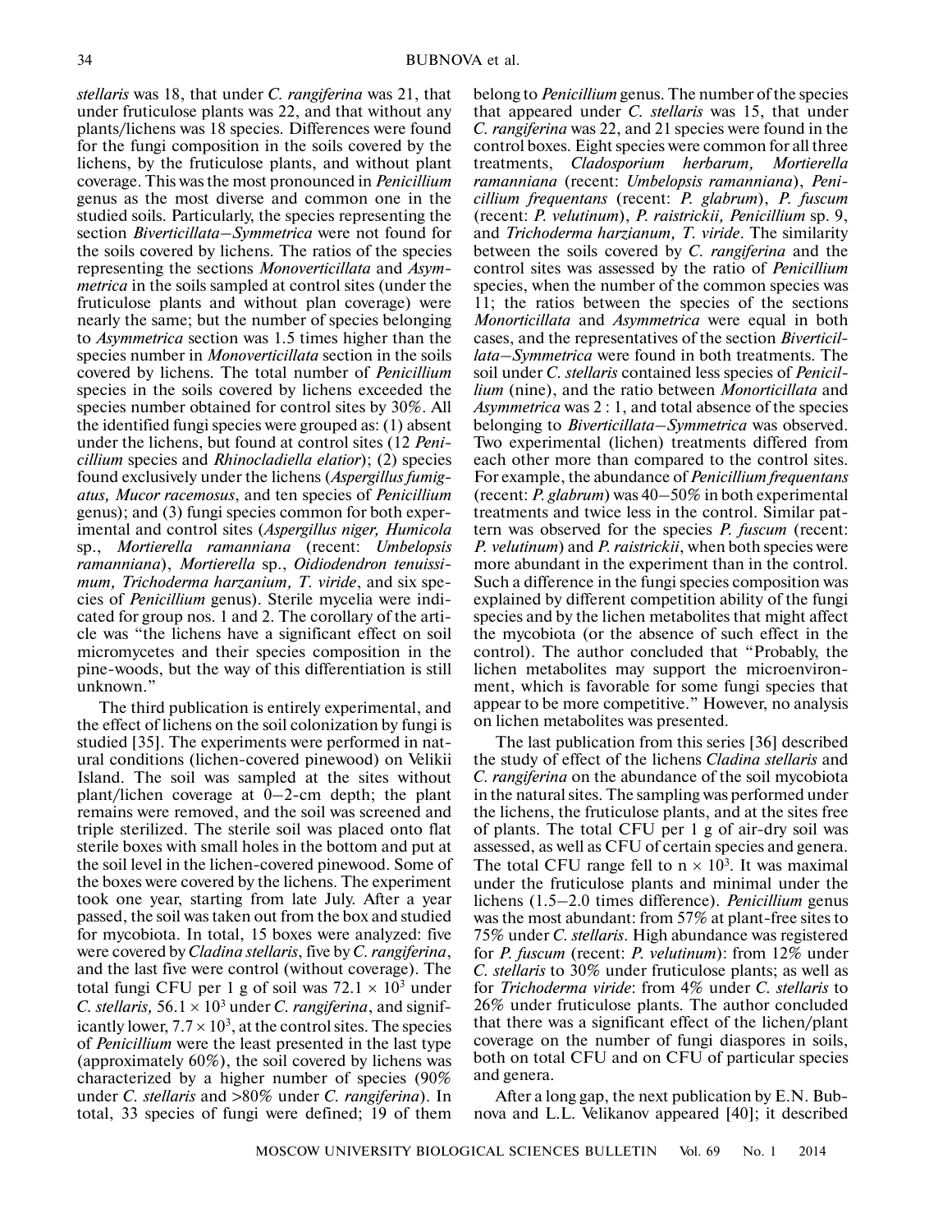*stellaris* was 18, that under *C. rangiferina* was 21, that under fruticulose plants was 22, and that without any plants/lichens was 18 species. Differences were found for the fungi composition in the soils covered by the lichens, by the fruticulose plants, and without plant coverage. This was the most pronounced in *Penicillium* genus as the most diverse and common one in the studied soils. Particularly, the species representing the section *Biverticillata–Symmetrica* were not found for the soils covered by lichens. The ratios of the species representing the sections *Monoverticillata* and *Asymmetrica* in the soils sampled at control sites (under the fruticulose plants and without plan coverage) were nearly the same; but the number of species belonging to *Asymmetrica* section was 1.5 times higher than the species number in *Monoverticillata* section in the soils covered by lichens. The total number of *Penicillium* species in the soils covered by lichens exceeded the species number obtained for control sites by 30%. All the identified fungi species were grouped as: (1) absent under the lichens, but found at control sites (12 *Penicillium* species and *Rhinocladiella elatior*); (2) species found exclusively under the lichens (*Aspergillus fumigatus, Mucor racemosus*, and ten species of *Penicillium* genus); and (3) fungi species common for both experimental and control sites (*Aspergillus niger, Humicola* sp., *Mortierella ramanniana* (recent: *Umbelopsis ramanniana*), *Mortierella* sp., *Oidiodendron tenuissimum, Trichoderma harzanium, T. viride*, and six species of *Penicillium* genus). Sterile mycelia were indicated for group nos. 1 and 2. The corollary of the article was "the lichens have a significant effect on soil micromycetes and their species composition in the pine-woods, but the way of this differentiation is still unknown."

The third publication is entirely experimental, and the effect of lichens on the soil colonization by fungi is studied [35]. The experiments were performed in natural conditions (lichen-covered pinewood) on Velikii Island. The soil was sampled at the sites without plant/lichen coverage at 0–2-cm depth; the plant remains were removed, and the soil was screened and triple sterilized. The sterile soil was placed onto flat sterile boxes with small holes in the bottom and put at the soil level in the lichen-covered pinewood. Some of the boxes were covered by the lichens. The experiment took one year, starting from late July. After a year passed, the soil was taken out from the box and studied for mycobiota. In total, 15 boxes were analyzed: five were covered by *Cladina stellaris*, five by *C. rangiferina*, and the last five were control (without coverage). The total fungi CFU per 1 g of soil was $72.1 \times 10^3$ under *C. stellaris,* $56.1 \times 10^3$ under *C. rangiferina*, and significantly lower, $7.7 \times 10^3$, at the control sites. The species of *Penicillium* were the least presented in the last type (approximately 60%), the soil covered by lichens was characterized by a higher number of species (90% under *C. stellaris* and >80% under *C. rangiferina*). In total, 33 species of fungi were defined; 19 of them belong to *Penicillium* genus. The number of the species that appeared under *C. stellaris* was 15, that under *C. rangiferina* was 22, and 21 species were found in the control boxes. Eight species were common for all three treatments, *Cladosporium herbarum, Mortierella ramanniana* (recent: *Umbelopsis ramanniana*), *Penicillium frequentans* (recent: *P. glabrum*), *P. fuscum* (recent: *P. velutinum*), *P. raistrickii, Penicillium* sp. 9, and *Trichoderma harzianum, T. viride*. The similarity between the soils covered by *C. rangiferina* and the control sites was assessed by the ratio of *Penicillium* species, when the number of the common species was 11; the ratios between the species of the sections *Monorticillata* and *Asymmetrica* were equal in both cases, and the representatives of the section *Biverticillata–Symmetrica* were found in both treatments. The soil under *C. stellaris* contained less species of *Penicillium* (nine), and the ratio between *Monorticillata* and *Asymmetrica* was 2 : 1, and total absence of the species belonging to *Biverticillata–Symmetrica* was observed. Two experimental (lichen) treatments differed from each other more than compared to the control sites. For example, the abundance of *Penicillium frequentans* (recent: *P. glabrum*) was 40–50% in both experimental treatments and twice less in the control. Similar pattern was observed for the species *P. fuscum* (recent: *P. velutinum*) and *P. raistrickii*, when both species were more abundant in the experiment than in the control. Such a difference in the fungi species composition was explained by different competition ability of the fungi species and by the lichen metabolites that might affect the mycobiota (or the absence of such effect in the control). The author concluded that "Probably, the lichen metabolites may support the microenvironment, which is favorable for some fungi species that appear to be more competitive." However, no analysis on lichen metabolites was presented.

The last publication from this series [36] described the study of effect of the lichens *Cladina stellaris* and *C. rangiferina* on the abundance of the soil mycobiota in the natural sites. The sampling was performed under the lichens, the fruticulose plants, and at the sites free of plants. The total CFU per 1 g of air-dry soil was assessed, as well as CFU of certain species and genera. The total CFU range fell to $n \times 10^3$. It was maximal under the fruticulose plants and minimal under the lichens (1.5–2.0 times difference). *Penicillium* genus was the most abundant: from 57% at plant-free sites to 75% under *C. stellaris*. High abundance was registered for *P. fuscum* (recent: *P. velutinum*): from 12% under *C. stellaris* to 30% under fruticulose plants; as well as for *Trichoderma viride*: from 4% under *C. stellaris* to 26% under fruticulose plants. The author concluded that there was a significant effect of the lichen/plant coverage on the number of fungi diaspores in soils, both on total CFU and on CFU of particular species and genera.

After a long gap, the next publication by E.N. Bubnova and L.L. Velikanov appeared [40]; it described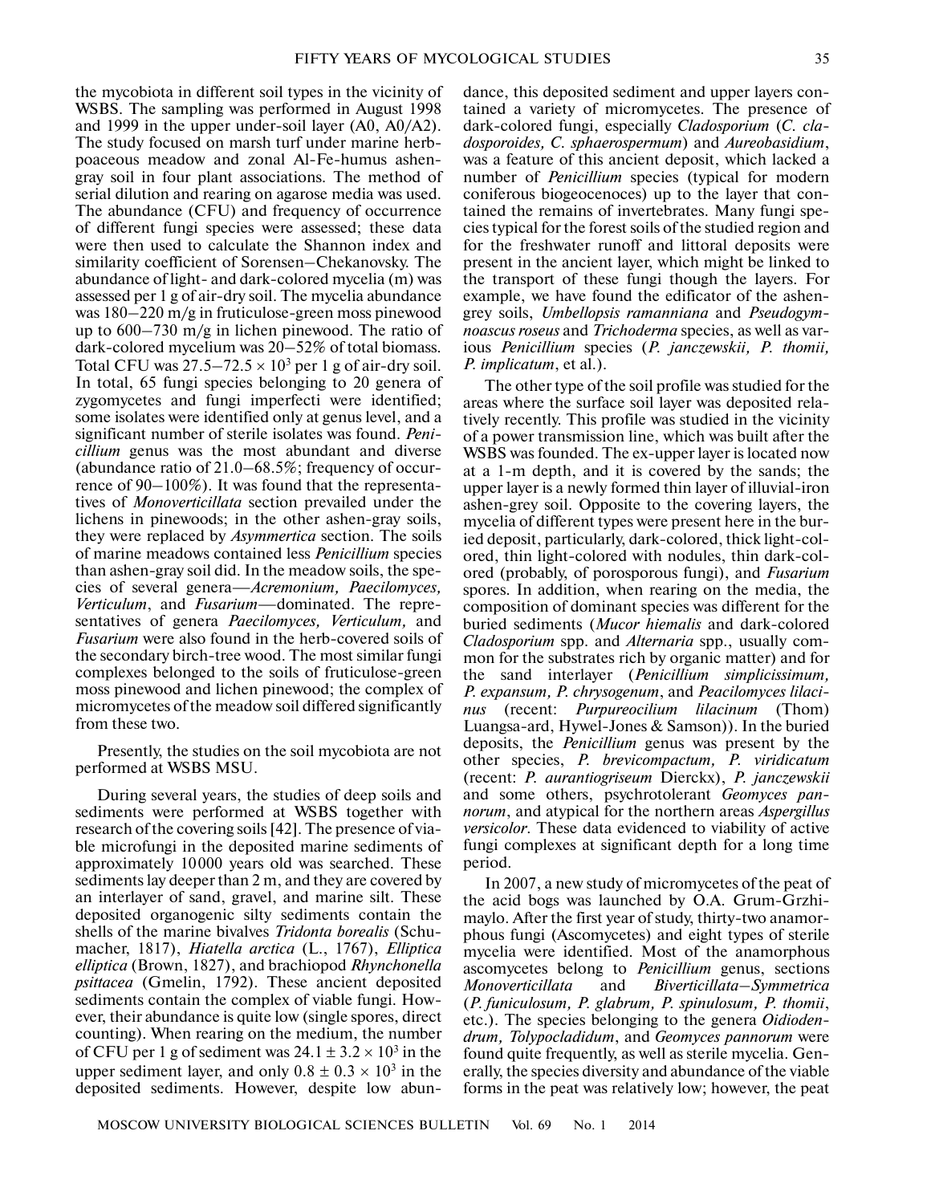the mycobiota in different soil types in the vicinity of WSBS. The sampling was performed in August 1998 and 1999 in the upper under-soil layer (A0, A0/A2). The study focused on marsh turf under marine herbpoaceous meadow and zonal Al-Fe-humus ashengray soil in four plant associations. The method of serial dilution and rearing on agarose media was used. The abundance (CFU) and frequency of occurrence of different fungi species were assessed; these data were then used to calculate the Shannon index and similarity coefficient of Sorensen–Chekanovsky. The abundance of light- and dark-colored mycelia (m) was assessed per 1 g of air-dry soil. The mycelia abundance was 180–220 m/g in fruticulose-green moss pinewood up to 600–730 m/g in lichen pinewood. The ratio of dark-colored mycelium was 20–52% of total biomass. Total CFU was $27.5–72.5 \times 10^3$ per 1 g of air-dry soil. In total, 65 fungi species belonging to 20 genera of zygomycetes and fungi imperfecti were identified; some isolates were identified only at genus level, and a significant number of sterile isolates was found. *Penicillium* genus was the most abundant and diverse (abundance ratio of 21.0–68.5%; frequency of occurrence of 90–100%). It was found that the representatives of *Monoverticillata* section prevailed under the lichens in pinewoods; in the other ashen-gray soils, they were replaced by *Asymmertica* section. The soils of marine meadows contained less *Penicillium* species than ashen-gray soil did. In the meadow soils, the species of several genera—*Acremonium, Paecilomyces, Verticulum*, and *Fusarium*—dominated. The representatives of genera *Paecilomyces, Verticulum,* and *Fusarium* were also found in the herb-covered soils of the secondary birch-tree wood. The most similar fungi complexes belonged to the soils of fruticulose-green moss pinewood and lichen pinewood; the complex of micromycetes of the meadow soil differed significantly from these two.

Presently, the studies on the soil mycobiota are not performed at WSBS MSU.

During several years, the studies of deep soils and sediments were performed at WSBS together with research of the covering soils [42]. The presence of viable microfungi in the deposited marine sediments of approximately 10000 years old was searched. These sediments lay deeper than 2 m, and they are covered by an interlayer of sand, gravel, and marine silt. These deposited organogenic silty sediments contain the shells of the marine bivalves *Tridonta borealis* (Schumacher, 1817), *Hiatella arctica* (L., 1767), *Elliptica elliptica* (Brown, 1827), and brachiopod *Rhynchonella psittacea* (Gmelin, 1792). These ancient deposited sediments contain the complex of viable fungi. However, their abundance is quite low (single spores, direct counting). When rearing on the medium, the number of CFU per 1 g of sediment was $24.1 \pm 3.2 \times 10^3$ in the upper sediment layer, and only $0.8 \pm 0.3 \times 10^3$ in the deposited sediments. However, despite low abundance, this deposited sediment and upper layers contained a variety of micromycetes. The presence of dark-colored fungi, especially *Cladosporium* (*C. cladosporoides, C. sphaerospermum*) and *Aureobasidium*, was a feature of this ancient deposit, which lacked a number of *Penicillium* species (typical for modern coniferous biogeocenoces) up to the layer that contained the remains of invertebrates. Many fungi species typical for the forest soils of the studied region and for the freshwater runoff and littoral deposits were present in the ancient layer, which might be linked to the transport of these fungi though the layers. For example, we have found the edificator of the ashengrey soils, *Umbellopsis ramanniana* and *Pseudogymnoascus roseus* and *Trichoderma* species, as well as various *Penicillium* species (*P. janczewskii, P. thomii, P. implicatum*, et al.).

The other type of the soil profile was studied for the areas where the surface soil layer was deposited relatively recently. This profile was studied in the vicinity of a power transmission line, which was built after the WSBS was founded. The ex-upper layer is located now at a 1-m depth, and it is covered by the sands; the upper layer is a newly formed thin layer of illuvial-iron ashen-grey soil. Opposite to the covering layers, the mycelia of different types were present here in the buried deposit, particularly, dark-colored, thick light-colored, thin light-colored with nodules, thin dark-colored (probably, of porosporous fungi), and *Fusarium* spores. In addition, when rearing on the media, the composition of dominant species was different for the buried sediments (*Mucor hiemalis* and dark-colored *Cladosporium* spp. and *Alternaria* spp., usually common for the substrates rich by organic matter) and for the sand interlayer (*Penicillium simplicissimum, P. expansum, P. chrysogenum*, and *Peacilomyces lilacinus* (recent: *Purpureocilium lilacinum* (Thom) Luangsa-ard, Hywel-Jones & Samson)). In the buried deposits, the *Penicillium* genus was present by the other species, *P. brevicompactum, P. viridicatum* (recent: *P. aurantiogriseum* Dierckx), *P. janczewskii* and some others, psychrotolerant *Geomyces pannorum*, and atypical for the northern areas *Aspergillus versicolor*. These data evidenced to viability of active fungi complexes at significant depth for a long time period.

In 2007, a new study of micromycetes of the peat of the acid bogs was launched by O.A. Grum-Grzhimaylo. After the first year of study, thirty-two anamorphous fungi (Ascomycetes) and eight types of sterile mycelia were identified. Most of the anamorphous ascomycetes belong to *Penicillium* genus, sections *Monoverticillata* and *Biverticillata–Symmetrica* (*P. funiculosum, P. glabrum, P. spinulosum, P. thomii*, etc.). The species belonging to the genera *Oidiodendrum, Tolypocladidum*, and *Geomyces pannorum* were found quite frequently, as well as sterile mycelia. Generally, the species diversity and abundance of the viable forms in the peat was relatively low; however, the peat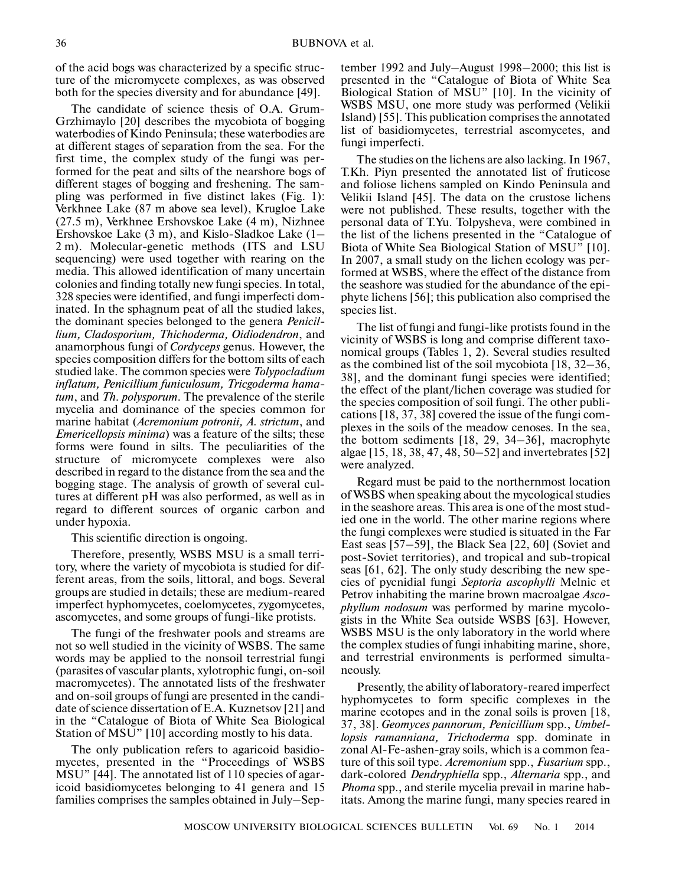of the acid bogs was characterized by a specific structure of the micromycete complexes, as was observed both for the species diversity and for abundance [49].

The candidate of science thesis of O.A. Grum-Grzhimaylo [20] describes the mycobiota of bogging waterbodies of Kindo Peninsula; these waterbodies are at different stages of separation from the sea. For the first time, the complex study of the fungi was performed for the peat and silts of the nearshore bogs of different stages of bogging and freshening. The sampling was performed in five distinct lakes (Fig. 1): Verkhnee Lake (87 m above sea level), Krugloe Lake (27.5 m), Verkhnee Ershovskoe Lake (4 m), Nizhnee Ershovskoe Lake (3 m), and Kislo-Sladkoe Lake (1–2 m). Molecular-genetic methods (ITS and LSU sequencing) were used together with rearing on the media. This allowed identification of many uncertain colonies and finding totally new fungi species. In total, 328 species were identified, and fungi imperfecti dominated. In the sphagnum peat of all the studied lakes, the dominant species belonged to the genera *Penicillium, Cladosporium, Thichoderma, Oidiodendron*, and anamorphous fungi of *Cordyceps* genus. However, the species composition differs for the bottom silts of each studied lake. The common species were *Tolypocladium inflatum, Penicillium funiculosum, Tricgoderma hamatum*, and *Th. polysporum*. The prevalence of the sterile mycelia and dominance of the species common for marine habitat (*Acremonium potronii, A. strictum*, and *Emericellopsis minima*) was a feature of the silts; these forms were found in silts. The peculiarities of the structure of micromycete complexes were also described in regard to the distance from the sea and the bogging stage. The analysis of growth of several cultures at different pH was also performed, as well as in regard to different sources of organic carbon and under hypoxia.

This scientific direction is ongoing.

Therefore, presently, WSBS MSU is a small territory, where the variety of mycobiota is studied for different areas, from the soils, littoral, and bogs. Several groups are studied in details; these are medium-reared imperfect hyphomycetes, coelomycetes, zygomycetes, ascomycetes, and some groups of fungi-like protists.

The fungi of the freshwater pools and streams are not so well studied in the vicinity of WSBS. The same words may be applied to the nonsoil terrestrial fungi (parasites of vascular plants, xylotrophic fungi, on-soil macromycetes). The annotated lists of the freshwater and on-soil groups of fungi are presented in the candidate of science dissertation of E.A. Kuznetsov [21] and in the "Catalogue of Biota of White Sea Biological Station of MSU" [10] according mostly to his data.

The only publication refers to agaricoid basidiomycetes, presented in the "Proceedings of WSBS MSU" [44]. The annotated list of 110 species of agaricoid basidiomycetes belonging to 41 genera and 15 families comprises the samples obtained in July–September 1992 and July–August 1998–2000; this list is presented in the "Catalogue of Biota of White Sea Biological Station of MSU" [10]. In the vicinity of WSBS MSU, one more study was performed (Velikii Island) [55]. This publication comprises the annotated list of basidiomycetes, terrestrial ascomycetes, and fungi imperfecti.

The studies on the lichens are also lacking. In 1967, T.Kh. Piyn presented the annotated list of fruticose and foliose lichens sampled on Kindo Peninsula and Velikii Island [45]. The data on the crustose lichens were not published. These results, together with the personal data of T.Yu. Tolpysheva, were combined in the list of the lichens presented in the "Catalogue of Biota of White Sea Biological Station of MSU" [10]. In 2007, a small study on the lichen ecology was performed at WSBS, where the effect of the distance from the seashore was studied for the abundance of the epiphyte lichens [56]; this publication also comprised the species list.

The list of fungi and fungi-like protists found in the vicinity of WSBS is long and comprise different taxonomical groups (Tables 1, 2). Several studies resulted as the combined list of the soil mycobiota [18, 32–36, 38], and the dominant fungi species were identified; the effect of the plant/lichen coverage was studied for the species composition of soil fungi. The other publications [18, 37, 38] covered the issue of the fungi complexes in the soils of the meadow cenoses. In the sea, the bottom sediments [18, 29, 34–36], macrophyte algae [15, 18, 38, 47, 48, 50–52] and invertebrates [52] were analyzed.

Regard must be paid to the northernmost location of WSBS when speaking about the mycological studies in the seashore areas. This area is one of the most studied one in the world. The other marine regions where the fungi complexes were studied is situated in the Far East seas [57–59], the Black Sea [22, 60] (Soviet and post-Soviet territories), and tropical and sub-tropical seas [61, 62]. The only study describing the new species of pycnidial fungi *Septoria ascophylli* Melnic et Petrov inhabiting the marine brown macroalgae *Ascophyllum nodosum* was performed by marine mycologists in the White Sea outside WSBS [63]. However, WSBS MSU is the only laboratory in the world where the complex studies of fungi inhabiting marine, shore, and terrestrial environments is performed simultaneously.

Presently, the ability of laboratory-reared imperfect hyphomycetes to form specific complexes in the marine ecotopes and in the zonal soils is proven [18, 37, 38]. *Geomyces pannorum, Penicillium* spp., *Umbellopsis ramanniana, Trichoderma* spp. dominate in zonal Al-Fe-ashen-gray soils, which is a common feature of this soil type. *Acremonium* spp., *Fusarium* spp., dark-colored *Dendryphiella* spp., *Alternaria* spp., and *Phoma* spp., and sterile mycelia prevail in marine habitats. Among the marine fungi, many species reared in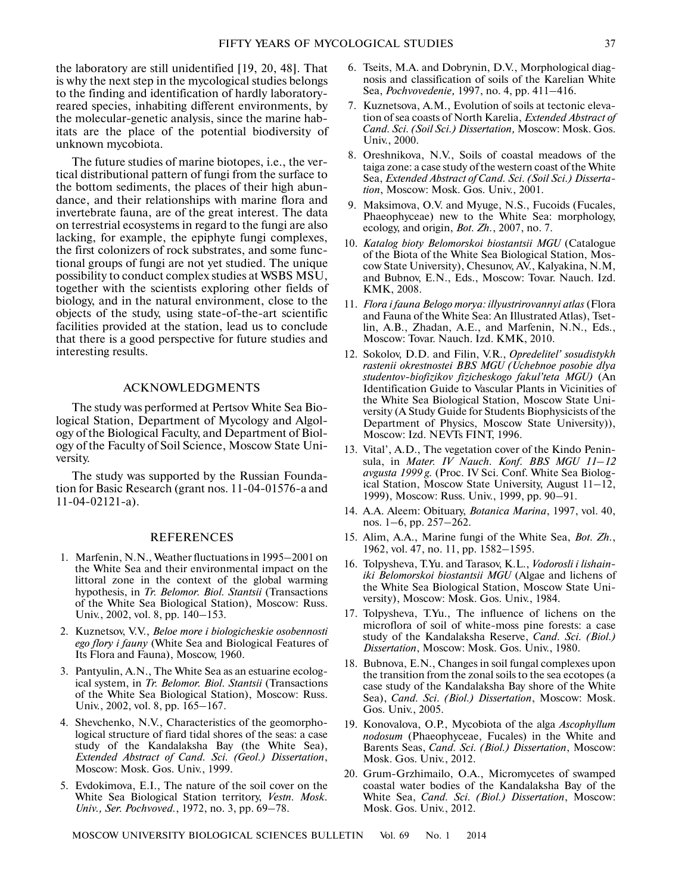the laboratory are still unidentified [19, 20, 48]. That is why the next step in the mycological studies belongs to the finding and identification of hardly laboratory-reared species, inhabiting different environments, by the molecular-genetic analysis, since the marine habitats are the place of the potential biodiversity of unknown mycobiota.

The future studies of marine biotopes, i.e., the vertical distributional pattern of fungi from the surface to the bottom sediments, the places of their high abundance, and their relationships with marine flora and invertebrate fauna, are of the great interest. The data on terrestrial ecosystems in regard to the fungi are also lacking, for example, the epiphyte fungi complexes, the first colonizers of rock substrates, and some functional groups of fungi are not yet studied. The unique possibility to conduct complex studies at WSBS MSU, together with the scientists exploring other fields of biology, and in the natural environment, close to the objects of the study, using state-of-the-art scientific facilities provided at the station, lead us to conclude that there is a good perspective for future studies and interesting results.

## ACKNOWLEDGMENTS

The study was performed at Pertsov White Sea Biological Station, Department of Mycology and Algology of the Biological Faculty, and Department of Biology of the Faculty of Soil Science, Moscow State University.

The study was supported by the Russian Foundation for Basic Research (grant nos. 11-04-01576-a and 11-04-02121-a).

## REFERENCES

1. Marfenin, N.N., Weather fluctuations in 1995–2001 on the White Sea and their environmental impact on the littoral zone in the context of the global warming hypothesis, in *Tr. Belomor. Biol. Stantsii* (Transactions of the White Sea Biological Station), Moscow: Russ. Univ., 2002, vol. 8, pp. 140–153.
2. Kuznetsov, V.V., *Beloe more i biologicheskie osobennosti ego flory i fauny* (White Sea and Biological Features of Its Flora and Fauna), Moscow, 1960.
3. Pantyulin, A.N., The White Sea as an estuarine ecological system, in *Tr. Belomor. Biol. Stantsii* (Transactions of the White Sea Biological Station), Moscow: Russ. Univ., 2002, vol. 8, pp. 165–167.
4. Shevchenko, N.V., Characteristics of the geomorphological structure of fiard tidal shores of the seas: a case study of the Kandalaksha Bay (the White Sea), *Extended Abstract of Cand. Sci. (Geol.) Dissertation*, Moscow: Mosk. Gos. Univ., 1999.
5. Evdokimova, E.I., The nature of the soil cover on the White Sea Biological Station territory, *Vestn. Mosk. Univ., Ser. Pochvoved.*, 1972, no. 3, pp. 69–78.
6. Tseits, M.A. and Dobrynin, D.V., Morphological diagnosis and classification of soils of the Karelian White Sea, *Pochvovedenie,* 1997, no. 4, pp. 411–416.
7. Kuznetsova, A.M., Evolution of soils at tectonic elevation of sea coasts of North Karelia, *Extended Abstract of Cand. Sci. (Soil Sci.) Dissertation,* Moscow: Mosk. Gos. Univ., 2000.
8. Oreshnikova, N.V., Soils of coastal meadows of the taiga zone: a case study of the western coast of the White Sea, *Extended Abstract of Cand. Sci. (Soil Sci.) Dissertation*, Moscow: Mosk. Gos. Univ., 2001.
9. Maksimova, O.V. and Myuge, N.S., Fucoids (Fucales, Phaeophyceae) new to the White Sea: morphology, ecology, and origin, *Bot. Zh.*, 2007, no. 7.
10. *Katalog bioty Belomorskoi biostantsii MGU* (Catalogue of the Biota of the White Sea Biological Station, Moscow State University), Chesunov, AV., Kalyakina, N.M, and Bubnov, E.N., Eds., Moscow: Tovar. Nauch. Izd. KMK, 2008.
11. *Flora i fauna Belogo morya: illyustrirovannyi atlas* (Flora and Fauna of the White Sea: An Illustrated Atlas), Tsetlin, A.B., Zhadan, A.E., and Marfenin, N.N., Eds., Moscow: Tovar. Nauch. Izd. KMK, 2010.
12. Sokolov, D.D. and Filin, V.R., *Opredelitel' sosudistykh rastenii okrestnostei BBS MGU (Uchebnoe posobie dlya studentov-biofizikov fizicheskogo fakul'teta MGU)* (An Identification Guide to Vascular Plants in Vicinities of the White Sea Biological Station, Moscow State University (A Study Guide for Students Biophysicists of the Department of Physics, Moscow State University)), Moscow: Izd. NEVTs FINT, 1996.
13. Vital', A.D., The vegetation cover of the Kindo Peninsula, in *Mater. IV Nauch. Konf. BBS MGU 11–12 avgusta 1999 g.* (Proc. IV Sci. Conf. White Sea Biological Station, Moscow State University, August 11–12, 1999), Moscow: Russ. Univ., 1999, pp. 90–91.
14. A.A. Aleem: Obituary, *Botanica Marina*, 1997, vol. 40, nos. 1–6, pp. 257–262.
15. Alim, A.A., Marine fungi of the White Sea, *Bot. Zh.*, 1962, vol. 47, no. 11, pp. 1582–1595.
16. Tolpysheva, T.Yu. and Tarasov, K.L., *Vodorosli i lishainiki Belomorskoi biostantsii MGU* (Algae and lichens of the White Sea Biological Station, Moscow State University), Moscow: Mosk. Gos. Univ., 1984.
17. Tolpysheva, T.Yu., The influence of lichens on the microflora of soil of white-moss pine forests: a case study of the Kandalaksha Reserve, *Cand. Sci. (Biol.) Dissertation*, Moscow: Mosk. Gos. Univ., 1980.
18. Bubnova, E.N., Changes in soil fungal complexes upon the transition from the zonal soils to the sea ecotopes (a case study of the Kandalaksha Bay shore of the White Sea), *Cand. Sci. (Biol.) Dissertation*, Moscow: Mosk. Gos. Univ., 2005.
19. Konovalova, O.P., Mycobiota of the alga *Ascophyllum nodosum* (Phaeophyceae, Fucales) in the White and Barents Seas, *Cand. Sci. (Biol.) Dissertation*, Moscow: Mosk. Gos. Univ., 2012.
20. Grum-Grzhimailo, O.A., Micromycetes of swamped coastal water bodies of the Kandalaksha Bay of the White Sea, *Cand. Sci. (Biol.) Dissertation*, Moscow: Mosk. Gos. Univ., 2012.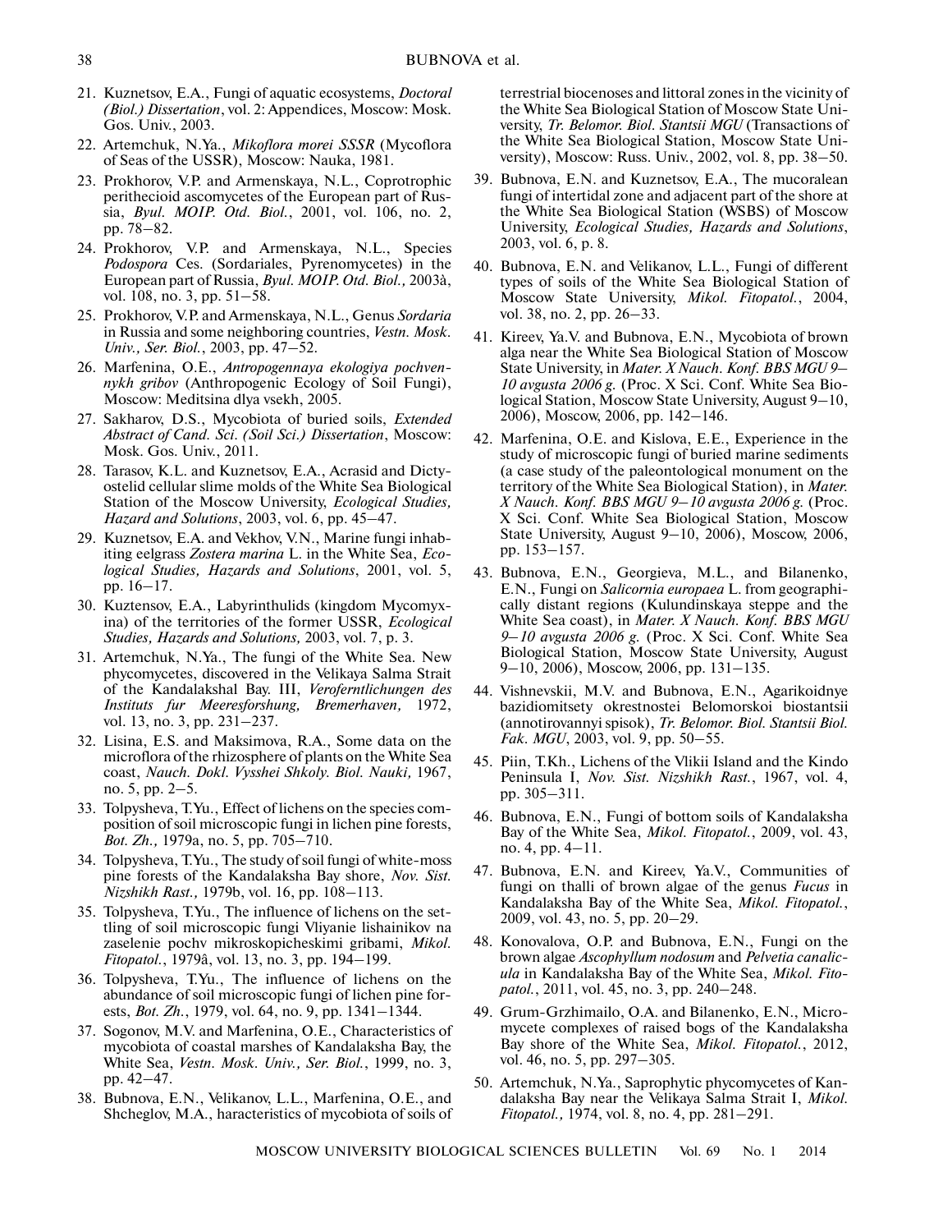21. Kuznetsov, E.A., Fungi of aquatic ecosystems, *Doctoral (Biol.) Dissertation*, vol. 2: Appendices, Moscow: Mosk. Gos. Univ., 2003.

22. Artemchuk, N.Ya., *Mikoflora morei SSSR* (Mycoflora of Seas of the USSR), Moscow: Nauka, 1981.

23. Prokhorov, V.P. and Armenskaya, N.L., Coprotrophic perithecioid ascomycetes of the European part of Russia, *Byul. MOIP. Otd. Biol.*, 2001, vol. 106, no. 2, pp. 78–82.

24. Prokhorov, V.P. and Armenskaya, N.L., Species *Podospora* Ces. (Sordariales, Pyrenomycetes) in the European part of Russia, *Byul. MOIP. Otd. Biol.,* 2003à, vol. 108, no. 3, pp. 51–58.

25. Prokhorov, V.P. and Armenskaya, N.L., Genus *Sordaria* in Russia and some neighboring countries, *Vestn. Mosk. Univ., Ser. Biol.*, 2003, pp. 47–52.

26. Marfenina, O.E., *Antropogennaya ekologiya pochvennykh gribov* (Anthropogenic Ecology of Soil Fungi), Moscow: Meditsina dlya vsekh, 2005.

27. Sakharov, D.S., Mycobiota of buried soils, *Extended Abstract of Cand. Sci. (Soil Sci.) Dissertation*, Moscow: Mosk. Gos. Univ., 2011.

28. Tarasov, K.L. and Kuznetsov, E.A., Acrasid and Dictyostelid cellular slime molds of the White Sea Biological Station of the Moscow University, *Ecological Studies, Hazard and Solutions*, 2003, vol. 6, pp. 45–47.

29. Kuznetsov, E.A. and Vekhov, V.N., Marine fungi inhabiting eelgrass *Zostera marina* L. in the White Sea, *Ecological Studies, Hazards and Solutions*, 2001, vol. 5, pp. 16–17.

30. Kuztensov, E.A., Labyrinthulids (kingdom Mycomyxina) of the territories of the former USSR, *Ecological Studies, Hazards and Solutions,* 2003, vol. 7, p. 3.

31. Artemchuk, N.Ya., The fungi of the White Sea. New phycomycetes, discovered in the Velikaya Salma Strait of the Kandalakshal Bay. III, *Veroferntlichungen des Instituts fur Meeresforshung, Bremerhaven,* 1972, vol. 13, no. 3, pp. 231–237.

32. Lisina, E.S. and Maksimova, R.A., Some data on the microflora of the rhizosphere of plants on the White Sea coast, *Nauch. Dokl. Vysshei Shkoly. Biol. Nauki,* 1967, no. 5, pp. 2–5.

33. Tolpysheva, T.Yu., Effect of lichens on the species composition of soil microscopic fungi in lichen pine forests, *Bot. Zh.,* 1979a, no. 5, pp. 705–710.

34. Tolpysheva, T.Yu., The study of soil fungi of white-moss pine forests of the Kandalaksha Bay shore, *Nov. Sist. Nizshikh Rast.,* 1979b, vol. 16, pp. 108–113.

35. Tolpysheva, T.Yu., The influence of lichens on the settling of soil microscopic fungi Vliyanie lishainikov na zaselenie pochv mikroskopicheskimi gribami, *Mikol. Fitopatol.*, 1979â, vol. 13, no. 3, pp. 194–199.

36. Tolpysheva, T.Yu., The influence of lichens on the abundance of soil microscopic fungi of lichen pine forests, *Bot. Zh.*, 1979, vol. 64, no. 9, pp. 1341–1344.

37. Sogonov, M.V. and Marfenina, O.E., Characteristics of mycobiota of coastal marshes of Kandalaksha Bay, the White Sea, *Vestn. Mosk. Univ., Ser. Biol.*, 1999, no. 3, pp. 42–47.

38. Bubnova, E.N., Velikanov, L.L., Marfenina, O.E., and Shcheglov, M.A., haracteristics of mycobiota of soils of terrestrial biocenoses and littoral zones in the vicinity of the White Sea Biological Station of Moscow State University, *Tr. Belomor. Biol. Stantsii MGU* (Transactions of the White Sea Biological Station, Moscow State University), Moscow: Russ. Univ., 2002, vol. 8, pp. 38–50.

39. Bubnova, E.N. and Kuznetsov, E.A., The mucoralean fungi of intertidal zone and adjacent part of the shore at the White Sea Biological Station (WSBS) of Moscow University, *Ecological Studies, Hazards and Solutions*, 2003, vol. 6, p. 8.

40. Bubnova, E.N. and Velikanov, L.L., Fungi of different types of soils of the White Sea Biological Station of Moscow State University, *Mikol. Fitopatol.*, 2004, vol. 38, no. 2, pp. 26–33.

41. Kireev, Ya.V. and Bubnova, E.N., Mycobiota of brown alga near the White Sea Biological Station of Moscow State University, in *Mater. X Nauch. Konf. BBS MGU 9–10 avgusta 2006 g.* (Proc. X Sci. Conf. White Sea Biological Station, Moscow State University, August 9–10, 2006), Moscow, 2006, pp. 142–146.

42. Marfenina, O.E. and Kislova, E.E., Experience in the study of microscopic fungi of buried marine sediments (a case study of the paleontological monument on the territory of the White Sea Biological Station), in *Mater. X Nauch. Konf. BBS MGU 9–10 avgusta 2006 g.* (Proc. X Sci. Conf. White Sea Biological Station, Moscow State University, August 9–10, 2006), Moscow, 2006, pp. 153–157.

43. Bubnova, E.N., Georgieva, M.L., and Bilanenko, E.N., Fungi on *Salicornia europaea* L. from geographically distant regions (Kulundinskaya steppe and the White Sea coast), in *Mater. X Nauch. Konf. BBS MGU 9–10 avgusta 2006 g.* (Proc. X Sci. Conf. White Sea Biological Station, Moscow State University, August 9–10, 2006), Moscow, 2006, pp. 131–135.

44. Vishnevskii, M.V. and Bubnova, E.N., Agarikoidnye bazidiomitsety okrestnostei Belomorskoi biostantsii (annotirovannyi spisok), *Tr. Belomor. Biol. Stantsii Biol. Fak. MGU*, 2003, vol. 9, pp. 50–55.

45. Piin, T.Kh., Lichens of the Vlikii Island and the Kindo Peninsula I, *Nov. Sist. Nizshikh Rast.*, 1967, vol. 4, pp. 305–311.

46. Bubnova, E.N., Fungi of bottom soils of Kandalaksha Bay of the White Sea, *Mikol. Fitopatol.*, 2009, vol. 43, no. 4, pp. 4–11.

47. Bubnova, E.N. and Kireev, Ya.V., Communities of fungi on thalli of brown algae of the genus *Fucus* in Kandalaksha Bay of the White Sea, *Mikol. Fitopatol.*, 2009, vol. 43, no. 5, pp. 20–29.

48. Konovalova, O.P. and Bubnova, E.N., Fungi on the brown algae *Ascophyllum nodosum* and *Pelvetia canaliculа* in Kandalaksha Bay of the White Sea, *Mikol. Fitopatol.*, 2011, vol. 45, no. 3, pp. 240–248.

49. Grum-Grzhimailo, O.A. and Bilanenko, E.N., Micromycete complexes of raised bogs of the Kandalaksha Bay shore of the White Sea, *Mikol. Fitopatol.*, 2012, vol. 46, no. 5, pp. 297–305.

50. Artemchuk, N.Ya., Saprophytic phycomycetes of Kandalaksha Bay near the Velikaya Salma Strait I, *Mikol. Fitopatol.,* 1974, vol. 8, no. 4, pp. 281–291.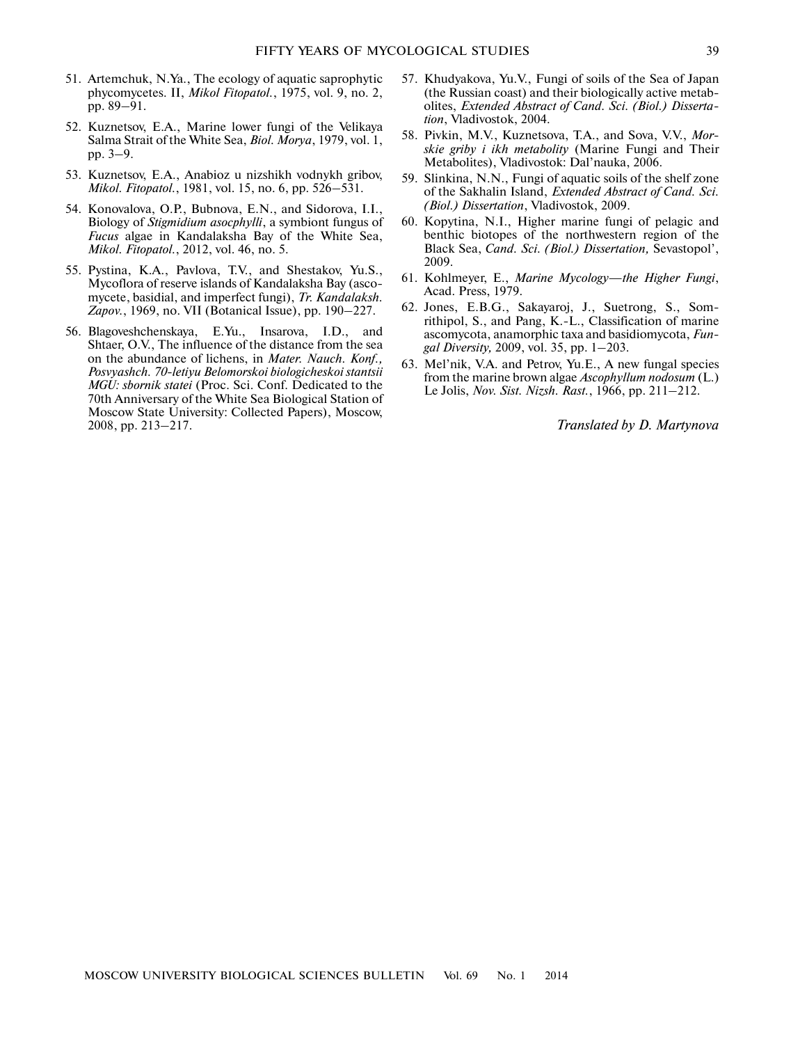51. Artemchuk, N.Ya., The ecology of aquatic saprophytic phycomycetes. II, *Mikol Fitopatol.*, 1975, vol. 9, no. 2, pp. 89–91.

52. Kuznetsov, E.A., Marine lower fungi of the Velikaya Salma Strait of the White Sea, *Biol. Morya*, 1979, vol. 1, pp. 3–9.

53. Kuznetsov, E.A., Anabioz u nizshikh vodnykh gribov, *Mikol. Fitopatol.*, 1981, vol. 15, no. 6, pp. 526–531.

54. Konovalova, O.P., Bubnova, E.N., and Sidorova, I.I., Biology of *Stigmidium asocphylli*, a symbiont fungus of *Fucus* algae in Kandalaksha Bay of the White Sea, *Mikol. Fitopatol.*, 2012, vol. 46, no. 5.

55. Pystina, K.A., Pavlova, T.V., and Shestakov, Yu.S., Mycoflora of reserve islands of Kandalaksha Bay (ascomycete, basidial, and imperfect fungi), *Tr. Kandalaksh. Zapov.*, 1969, no. VII (Botanical Issue), pp. 190–227.

56. Blagoveshchenskaya, E.Yu., Insarova, I.D., and Shtaer, O.V., The influence of the distance from the sea on the abundance of lichens, in *Mater. Nauch. Konf., Posvyashch. 70-letiyu Belomorskoi biologicheskoi stantsii MGU: sbornik statei* (Proc. Sci. Conf. Dedicated to the 70th Anniversary of the White Sea Biological Station of Moscow State University: Collected Papers), Moscow, 2008, pp. 213–217.

57. Khudyakova, Yu.V., Fungi of soils of the Sea of Japan (the Russian coast) and their biologically active metabolites, *Extended Abstract of Cand. Sci. (Biol.) Dissertation*, Vladivostok, 2004.

58. Pivkin, M.V., Kuznetsova, T.A., and Sova, V.V., *Morskie griby i ikh metabolity* (Marine Fungi and Their Metabolites), Vladivostok: Dal'nauka, 2006.

59. Slinkina, N.N., Fungi of aquatic soils of the shelf zone of the Sakhalin Island, *Extended Abstract of Cand. Sci. (Biol.) Dissertation*, Vladivostok, 2009.

60. Kopytina, N.I., Higher marine fungi of pelagic and benthic biotopes of the northwestern region of the Black Sea, *Cand. Sci. (Biol.) Dissertation,* Sevastopol', 2009.

61. Kohlmeyer, E., *Marine Mycology—the Higher Fungi*, Acad. Press, 1979.

62. Jones, E.B.G., Sakayaroj, J., Suetrong, S., Somrithipol, S., and Pang, K.-L., Classification of marine ascomycota, anamorphic taxa and basidiomycota, *Fungal Diversity,* 2009, vol. 35, pp. 1–203.

63. Mel'nik, V.A. and Petrov, Yu.E., A new fungal species from the marine brown algae *Ascophyllum nodosum* (L.) Le Jolis, *Nov. Sist. Nizsh. Rast.*, 1966, pp. 211–212.

*Translated by D. Martynova*